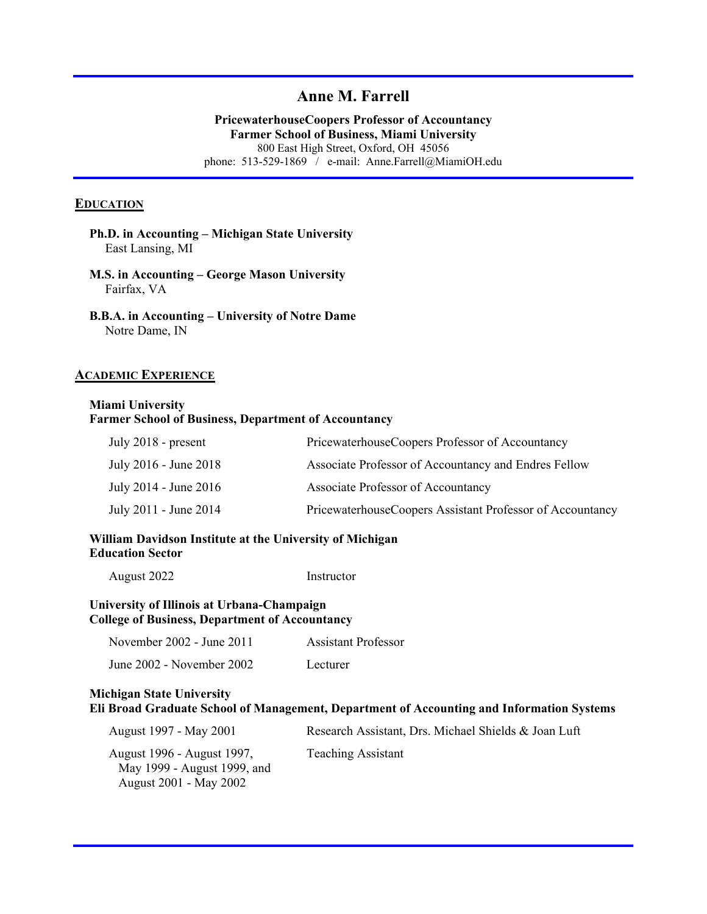# Anne M. Farrell

**PricewaterhouseCoopers Professor of Accountancy**
**Farmer School of Business, Miami University**
800 East High Street, Oxford, OH 45056
phone: 513-529-1869 / e-mail: Anne.Farrell@MiamiOH.edu

## EDUCATION

**Ph.D. in Accounting – Michigan State University**
East Lansing, MI

**M.S. in Accounting – George Mason University**
Fairfax, VA

**B.B.A. in Accounting – University of Notre Dame**
Notre Dame, IN

## ACADEMIC EXPERIENCE

**Miami University**
**Farmer School of Business, Department of Accountancy**

| | |
|---|---|
| July 2018 - present | PricewaterhouseCoopers Professor of Accountancy |
| July 2016 - June 2018 | Associate Professor of Accountancy and Endres Fellow |
| July 2014 - June 2016 | Associate Professor of Accountancy |
| July 2011 - June 2014 | PricewaterhouseCoopers Assistant Professor of Accountancy |

**William Davidson Institute at the University of Michigan**
**Education Sector**

| | |
|---|---|
| August 2022 | Instructor |

**University of Illinois at Urbana-Champaign**
**College of Business, Department of Accountancy**

| | |
|---|---|
| November 2002 - June 2011 | Assistant Professor |
| June 2002 - November 2002 | Lecturer |

**Michigan State University**
**Eli Broad Graduate School of Management, Department of Accounting and Information Systems**

| | |
|---|---|
| August 1997 - May 2001 | Research Assistant, Drs. Michael Shields & Joan Luft |
| August 1996 - August 1997, May 1999 - August 1999, and August 2001 - May 2002 | Teaching Assistant |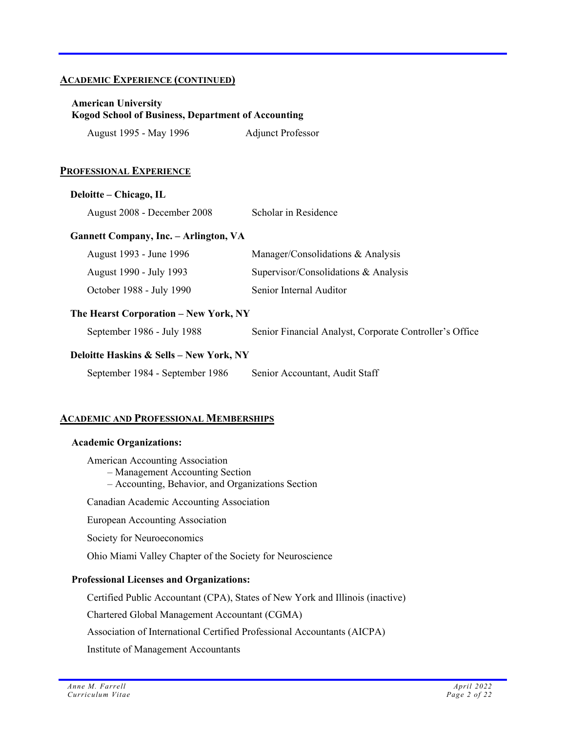## ACADEMIC EXPERIENCE (CONTINUED)

**American University**
**Kogod School of Business, Department of Accounting**

August 1995 - May 1996 — Adjunct Professor

## PROFESSIONAL EXPERIENCE

**Deloitte – Chicago, IL**

August 2008 - December 2008 — Scholar in Residence

**Gannett Company, Inc. – Arlington, VA**

August 1993 - June 1996 — Manager/Consolidations & Analysis

August 1990 - July 1993 — Supervisor/Consolidations & Analysis

October 1988 - July 1990 — Senior Internal Auditor

**The Hearst Corporation – New York, NY**

September 1986 - July 1988 — Senior Financial Analyst, Corporate Controller's Office

**Deloitte Haskins & Sells – New York, NY**

September 1984 - September 1986 — Senior Accountant, Audit Staff

## ACADEMIC AND PROFESSIONAL MEMBERSHIPS

**Academic Organizations:**

American Accounting Association
– Management Accounting Section
– Accounting, Behavior, and Organizations Section

Canadian Academic Accounting Association

European Accounting Association

Society for Neuroeconomics

Ohio Miami Valley Chapter of the Society for Neuroscience

**Professional Licenses and Organizations:**

Certified Public Accountant (CPA), States of New York and Illinois (inactive)

Chartered Global Management Accountant (CGMA)

Association of International Certified Professional Accountants (AICPA)

Institute of Management Accountants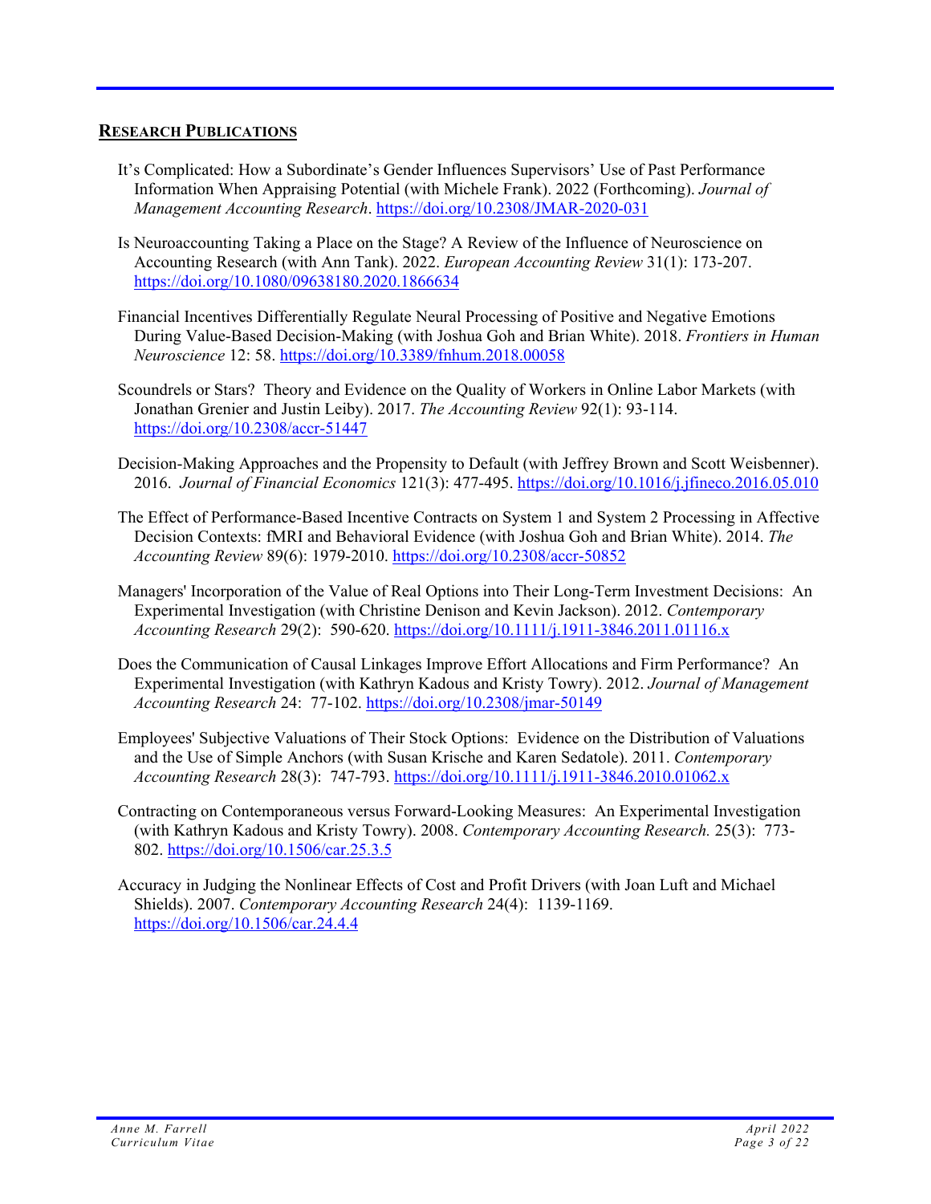## RESEARCH PUBLICATIONS

It's Complicated: How a Subordinate's Gender Influences Supervisors' Use of Past Performance Information When Appraising Potential (with Michele Frank). 2022 (Forthcoming). *Journal of Management Accounting Research*. https://doi.org/10.2308/JMAR-2020-031

Is Neuroaccounting Taking a Place on the Stage? A Review of the Influence of Neuroscience on Accounting Research (with Ann Tank). 2022. *European Accounting Review* 31(1): 173-207. https://doi.org/10.1080/09638180.2020.1866634

Financial Incentives Differentially Regulate Neural Processing of Positive and Negative Emotions During Value-Based Decision-Making (with Joshua Goh and Brian White). 2018. *Frontiers in Human Neuroscience* 12: 58. https://doi.org/10.3389/fnhum.2018.00058

Scoundrels or Stars? Theory and Evidence on the Quality of Workers in Online Labor Markets (with Jonathan Grenier and Justin Leiby). 2017. *The Accounting Review* 92(1): 93-114. https://doi.org/10.2308/accr-51447

Decision-Making Approaches and the Propensity to Default (with Jeffrey Brown and Scott Weisbenner). 2016. *Journal of Financial Economics* 121(3): 477-495. https://doi.org/10.1016/j.jfineco.2016.05.010

The Effect of Performance-Based Incentive Contracts on System 1 and System 2 Processing in Affective Decision Contexts: fMRI and Behavioral Evidence (with Joshua Goh and Brian White). 2014. *The Accounting Review* 89(6): 1979-2010. https://doi.org/10.2308/accr-50852

Managers' Incorporation of the Value of Real Options into Their Long-Term Investment Decisions: An Experimental Investigation (with Christine Denison and Kevin Jackson). 2012. *Contemporary Accounting Research* 29(2): 590-620. https://doi.org/10.1111/j.1911-3846.2011.01116.x

Does the Communication of Causal Linkages Improve Effort Allocations and Firm Performance? An Experimental Investigation (with Kathryn Kadous and Kristy Towry). 2012. *Journal of Management Accounting Research* 24: 77-102. https://doi.org/10.2308/jmar-50149

Employees' Subjective Valuations of Their Stock Options: Evidence on the Distribution of Valuations and the Use of Simple Anchors (with Susan Krische and Karen Sedatole). 2011. *Contemporary Accounting Research* 28(3): 747-793. https://doi.org/10.1111/j.1911-3846.2010.01062.x

Contracting on Contemporaneous versus Forward-Looking Measures: An Experimental Investigation (with Kathryn Kadous and Kristy Towry). 2008. *Contemporary Accounting Research.* 25(3): 773-802. https://doi.org/10.1506/car.25.3.5

Accuracy in Judging the Nonlinear Effects of Cost and Profit Drivers (with Joan Luft and Michael Shields). 2007. *Contemporary Accounting Research* 24(4): 1139-1169. https://doi.org/10.1506/car.24.4.4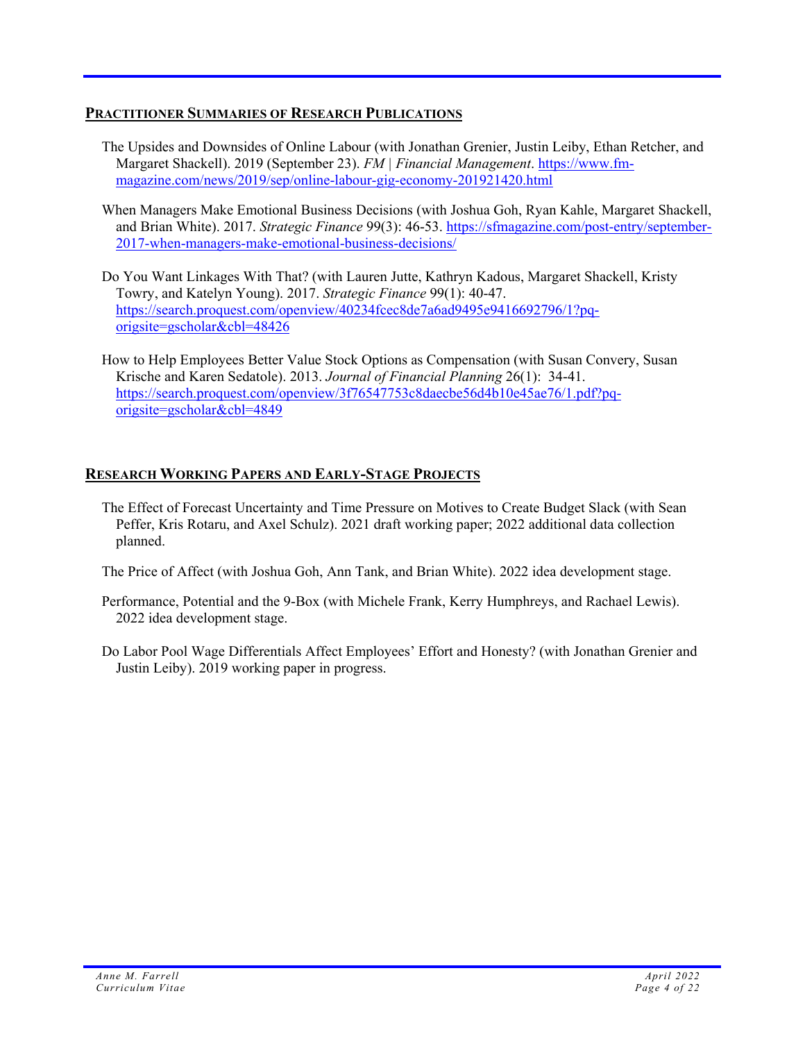## Practitioner Summaries of Research Publications

The Upsides and Downsides of Online Labour (with Jonathan Grenier, Justin Leiby, Ethan Retcher, and Margaret Shackell). 2019 (September 23). *FM | Financial Management*. https://www.fm-magazine.com/news/2019/sep/online-labour-gig-economy-201921420.html

When Managers Make Emotional Business Decisions (with Joshua Goh, Ryan Kahle, Margaret Shackell, and Brian White). 2017. *Strategic Finance* 99(3): 46-53. https://sfmagazine.com/post-entry/september-2017-when-managers-make-emotional-business-decisions/

Do You Want Linkages With That? (with Lauren Jutte, Kathryn Kadous, Margaret Shackell, Kristy Towry, and Katelyn Young). 2017. *Strategic Finance* 99(1): 40-47. https://search.proquest.com/openview/40234fcec8de7a6ad9495e9416692796/1?pq-origsite=gscholar&cbl=48426

How to Help Employees Better Value Stock Options as Compensation (with Susan Convery, Susan Krische and Karen Sedatole). 2013. *Journal of Financial Planning* 26(1): 34-41. https://search.proquest.com/openview/3f76547753c8daecbe56d4b10e45ae76/1.pdf?pq-origsite=gscholar&cbl=4849

## Research Working Papers and Early-Stage Projects

The Effect of Forecast Uncertainty and Time Pressure on Motives to Create Budget Slack (with Sean Peffer, Kris Rotaru, and Axel Schulz). 2021 draft working paper; 2022 additional data collection planned.

The Price of Affect (with Joshua Goh, Ann Tank, and Brian White). 2022 idea development stage.

Performance, Potential and the 9-Box (with Michele Frank, Kerry Humphreys, and Rachael Lewis). 2022 idea development stage.

Do Labor Pool Wage Differentials Affect Employees' Effort and Honesty? (with Jonathan Grenier and Justin Leiby). 2019 working paper in progress.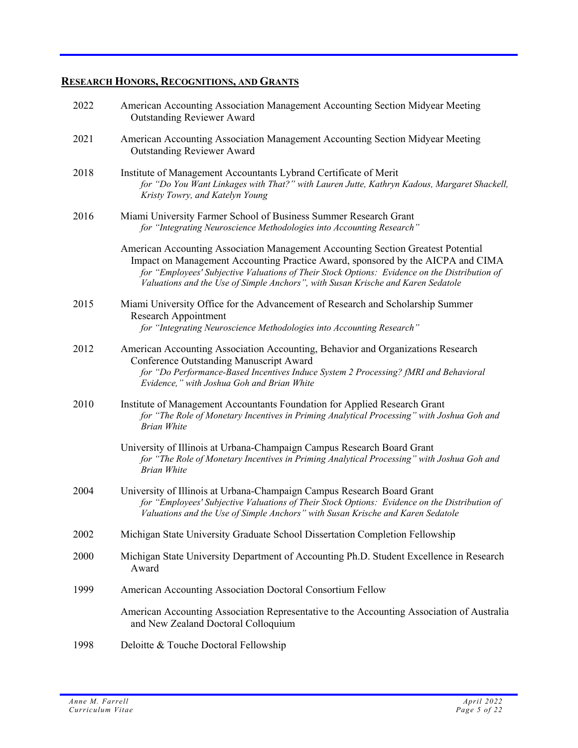## RESEARCH HONORS, RECOGNITIONS, AND GRANTS

2022 American Accounting Association Management Accounting Section Midyear Meeting Outstanding Reviewer Award

2021 American Accounting Association Management Accounting Section Midyear Meeting Outstanding Reviewer Award

2018 Institute of Management Accountants Lybrand Certificate of Merit
*for "Do You Want Linkages with That?" with Lauren Jutte, Kathryn Kadous, Margaret Shackell, Kristy Towry, and Katelyn Young*

2016 Miami University Farmer School of Business Summer Research Grant
*for "Integrating Neuroscience Methodologies into Accounting Research"*

American Accounting Association Management Accounting Section Greatest Potential Impact on Management Accounting Practice Award, sponsored by the AICPA and CIMA
*for "Employees' Subjective Valuations of Their Stock Options: Evidence on the Distribution of Valuations and the Use of Simple Anchors", with Susan Krische and Karen Sedatole*

2015 Miami University Office for the Advancement of Research and Scholarship Summer Research Appointment
*for "Integrating Neuroscience Methodologies into Accounting Research"*

2012 American Accounting Association Accounting, Behavior and Organizations Research Conference Outstanding Manuscript Award
*for "Do Performance-Based Incentives Induce System 2 Processing? fMRI and Behavioral Evidence," with Joshua Goh and Brian White*

2010 Institute of Management Accountants Foundation for Applied Research Grant
*for "The Role of Monetary Incentives in Priming Analytical Processing" with Joshua Goh and Brian White*

University of Illinois at Urbana-Champaign Campus Research Board Grant
*for "The Role of Monetary Incentives in Priming Analytical Processing" with Joshua Goh and Brian White*

2004 University of Illinois at Urbana-Champaign Campus Research Board Grant
*for "Employees' Subjective Valuations of Their Stock Options: Evidence on the Distribution of Valuations and the Use of Simple Anchors" with Susan Krische and Karen Sedatole*

2002 Michigan State University Graduate School Dissertation Completion Fellowship

2000 Michigan State University Department of Accounting Ph.D. Student Excellence in Research Award

1999 American Accounting Association Doctoral Consortium Fellow

American Accounting Association Representative to the Accounting Association of Australia and New Zealand Doctoral Colloquium

1998 Deloitte & Touche Doctoral Fellowship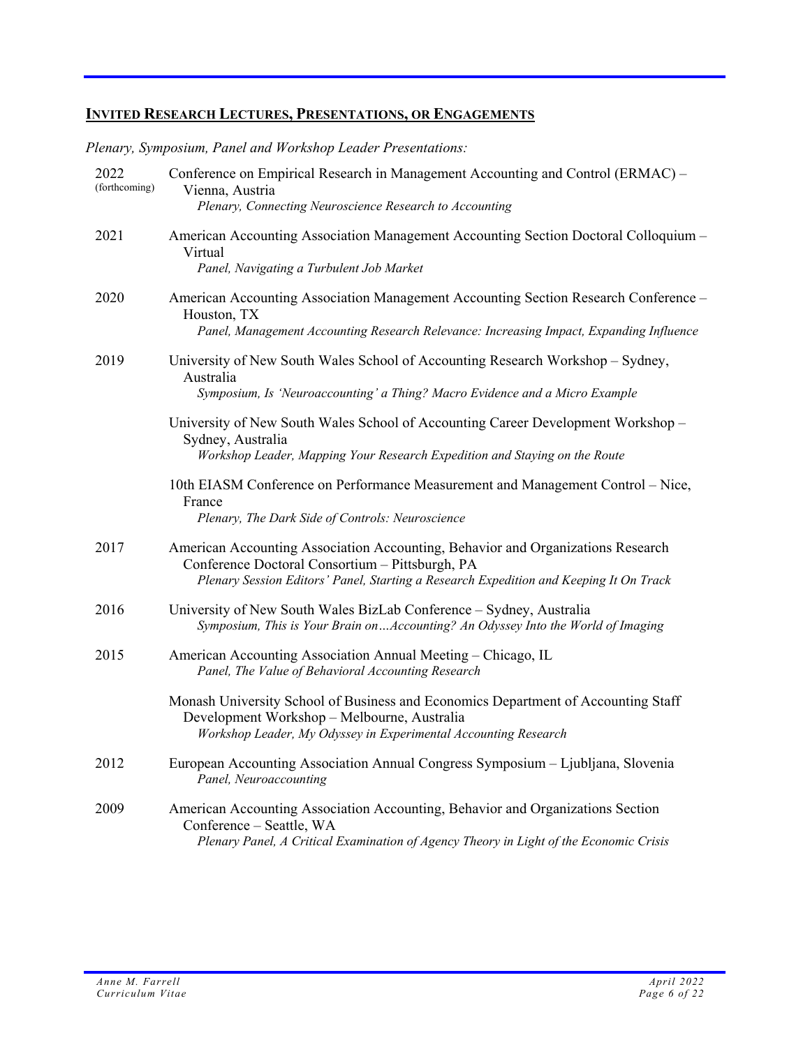## INVITED RESEARCH LECTURES, PRESENTATIONS, OR ENGAGEMENTS

*Plenary, Symposium, Panel and Workshop Leader Presentations:*

2022 (forthcoming) — Conference on Empirical Research in Management Accounting and Control (ERMAC) – Vienna, Austria
*Plenary, Connecting Neuroscience Research to Accounting*

2021 — American Accounting Association Management Accounting Section Doctoral Colloquium – Virtual
*Panel, Navigating a Turbulent Job Market*

2020 — American Accounting Association Management Accounting Section Research Conference – Houston, TX
*Panel, Management Accounting Research Relevance: Increasing Impact, Expanding Influence*

2019 — University of New South Wales School of Accounting Research Workshop – Sydney, Australia
*Symposium, Is 'Neuroaccounting' a Thing? Macro Evidence and a Micro Example*

University of New South Wales School of Accounting Career Development Workshop – Sydney, Australia
*Workshop Leader, Mapping Your Research Expedition and Staying on the Route*

10th EIASM Conference on Performance Measurement and Management Control – Nice, France
*Plenary, The Dark Side of Controls: Neuroscience*

2017 — American Accounting Association Accounting, Behavior and Organizations Research Conference Doctoral Consortium – Pittsburgh, PA
*Plenary Session Editors' Panel, Starting a Research Expedition and Keeping It On Track*

2016 — University of New South Wales BizLab Conference – Sydney, Australia
*Symposium, This is Your Brain on…Accounting? An Odyssey Into the World of Imaging*

2015 — American Accounting Association Annual Meeting – Chicago, IL
*Panel, The Value of Behavioral Accounting Research*

Monash University School of Business and Economics Department of Accounting Staff Development Workshop – Melbourne, Australia
*Workshop Leader, My Odyssey in Experimental Accounting Research*

2012 — European Accounting Association Annual Congress Symposium – Ljubljana, Slovenia
*Panel, Neuroaccounting*

2009 — American Accounting Association Accounting, Behavior and Organizations Section Conference – Seattle, WA
*Plenary Panel, A Critical Examination of Agency Theory in Light of the Economic Crisis*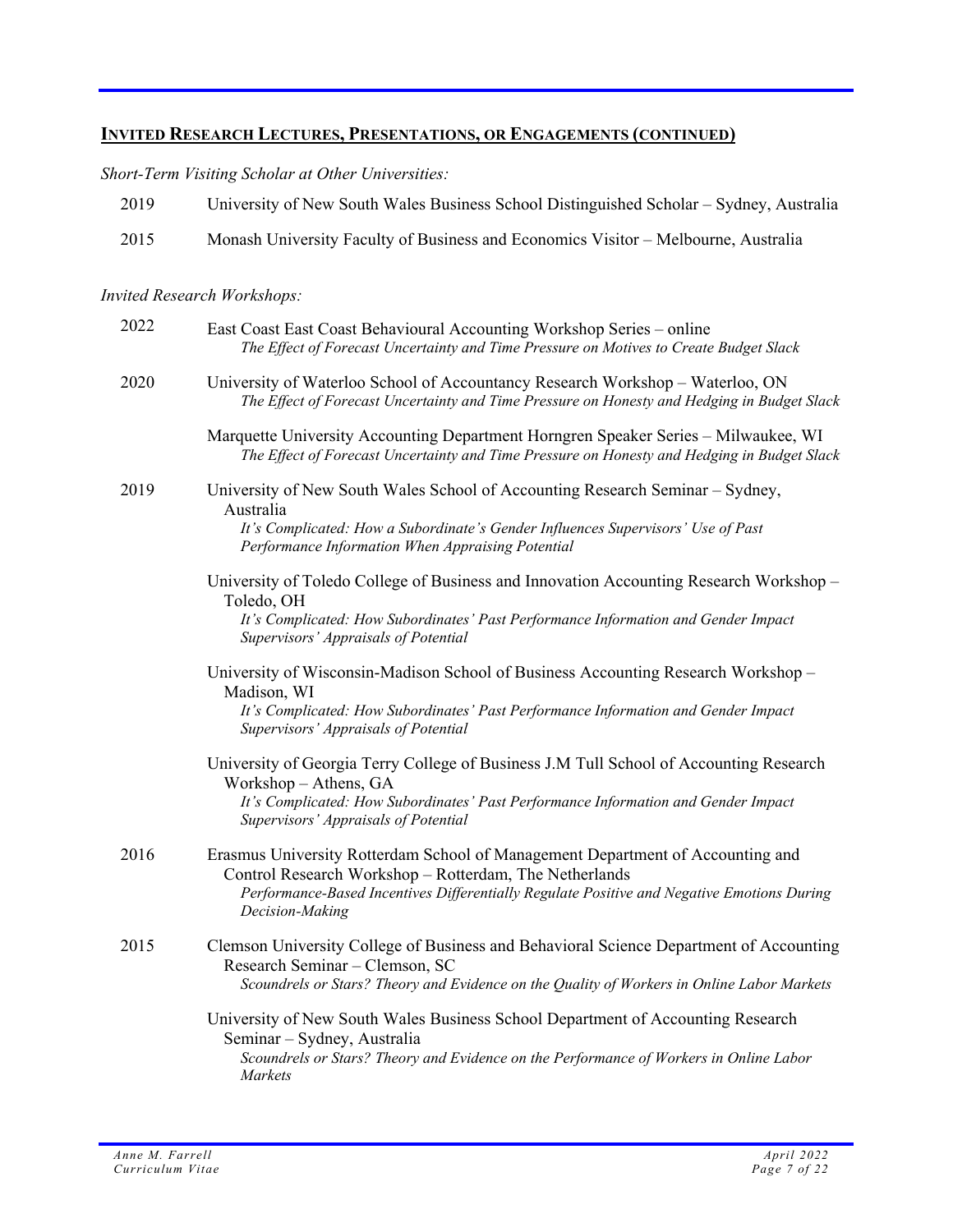## INVITED RESEARCH LECTURES, PRESENTATIONS, OR ENGAGEMENTS (CONTINUED)

*Short-Term Visiting Scholar at Other Universities:*

2019 University of New South Wales Business School Distinguished Scholar – Sydney, Australia

2015 Monash University Faculty of Business and Economics Visitor – Melbourne, Australia

*Invited Research Workshops:*

2022 East Coast East Coast Behavioural Accounting Workshop Series – online
*The Effect of Forecast Uncertainty and Time Pressure on Motives to Create Budget Slack*

2020 University of Waterloo School of Accountancy Research Workshop – Waterloo, ON
*The Effect of Forecast Uncertainty and Time Pressure on Honesty and Hedging in Budget Slack*

Marquette University Accounting Department Horngren Speaker Series – Milwaukee, WI
*The Effect of Forecast Uncertainty and Time Pressure on Honesty and Hedging in Budget Slack*

2019 University of New South Wales School of Accounting Research Seminar – Sydney, Australia
*It's Complicated: How a Subordinate's Gender Influences Supervisors' Use of Past Performance Information When Appraising Potential*

University of Toledo College of Business and Innovation Accounting Research Workshop – Toledo, OH
*It's Complicated: How Subordinates' Past Performance Information and Gender Impact Supervisors' Appraisals of Potential*

University of Wisconsin-Madison School of Business Accounting Research Workshop – Madison, WI
*It's Complicated: How Subordinates' Past Performance Information and Gender Impact Supervisors' Appraisals of Potential*

University of Georgia Terry College of Business J.M Tull School of Accounting Research Workshop – Athens, GA
*It's Complicated: How Subordinates' Past Performance Information and Gender Impact Supervisors' Appraisals of Potential*

2016 Erasmus University Rotterdam School of Management Department of Accounting and Control Research Workshop – Rotterdam, The Netherlands
*Performance-Based Incentives Differentially Regulate Positive and Negative Emotions During Decision-Making*

2015 Clemson University College of Business and Behavioral Science Department of Accounting Research Seminar – Clemson, SC
*Scoundrels or Stars? Theory and Evidence on the Quality of Workers in Online Labor Markets*

University of New South Wales Business School Department of Accounting Research Seminar – Sydney, Australia
*Scoundrels or Stars? Theory and Evidence on the Performance of Workers in Online Labor Markets*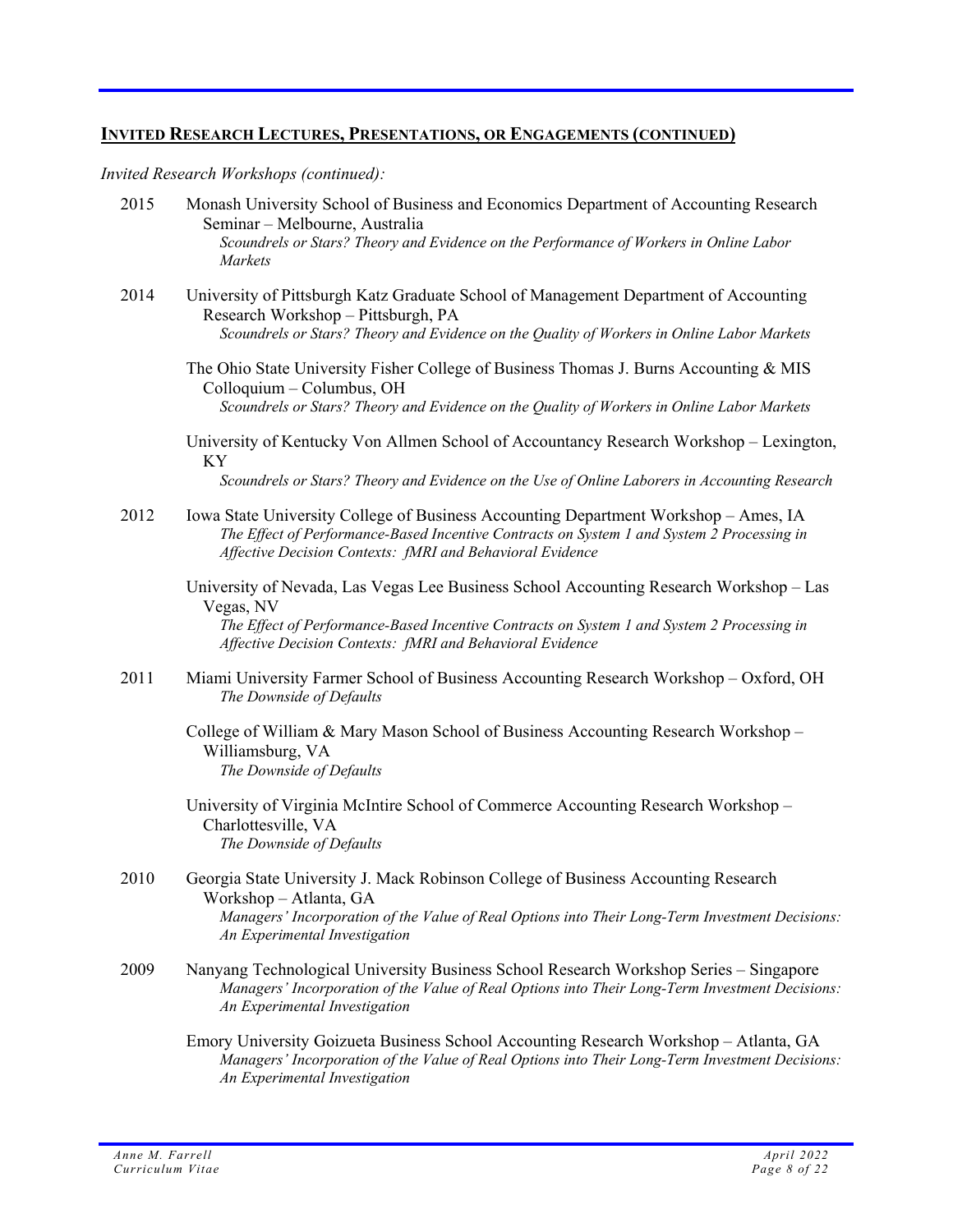## INVITED RESEARCH LECTURES, PRESENTATIONS, OR ENGAGEMENTS (CONTINUED)

*Invited Research Workshops (continued):*

2015 Monash University School of Business and Economics Department of Accounting Research Seminar – Melbourne, Australia
*Scoundrels or Stars? Theory and Evidence on the Performance of Workers in Online Labor Markets*

2014 University of Pittsburgh Katz Graduate School of Management Department of Accounting Research Workshop – Pittsburgh, PA
*Scoundrels or Stars? Theory and Evidence on the Quality of Workers in Online Labor Markets*

The Ohio State University Fisher College of Business Thomas J. Burns Accounting & MIS Colloquium – Columbus, OH
*Scoundrels or Stars? Theory and Evidence on the Quality of Workers in Online Labor Markets*

University of Kentucky Von Allmen School of Accountancy Research Workshop – Lexington, KY
*Scoundrels or Stars? Theory and Evidence on the Use of Online Laborers in Accounting Research*

2012 Iowa State University College of Business Accounting Department Workshop – Ames, IA
*The Effect of Performance-Based Incentive Contracts on System 1 and System 2 Processing in Affective Decision Contexts: fMRI and Behavioral Evidence*

University of Nevada, Las Vegas Lee Business School Accounting Research Workshop – Las Vegas, NV
*The Effect of Performance-Based Incentive Contracts on System 1 and System 2 Processing in Affective Decision Contexts: fMRI and Behavioral Evidence*

2011 Miami University Farmer School of Business Accounting Research Workshop – Oxford, OH
*The Downside of Defaults*

College of William & Mary Mason School of Business Accounting Research Workshop – Williamsburg, VA
*The Downside of Defaults*

University of Virginia McIntire School of Commerce Accounting Research Workshop – Charlottesville, VA
*The Downside of Defaults*

2010 Georgia State University J. Mack Robinson College of Business Accounting Research Workshop – Atlanta, GA
*Managers' Incorporation of the Value of Real Options into Their Long-Term Investment Decisions: An Experimental Investigation*

2009 Nanyang Technological University Business School Research Workshop Series – Singapore
*Managers' Incorporation of the Value of Real Options into Their Long-Term Investment Decisions: An Experimental Investigation*

Emory University Goizueta Business School Accounting Research Workshop – Atlanta, GA
*Managers' Incorporation of the Value of Real Options into Their Long-Term Investment Decisions: An Experimental Investigation*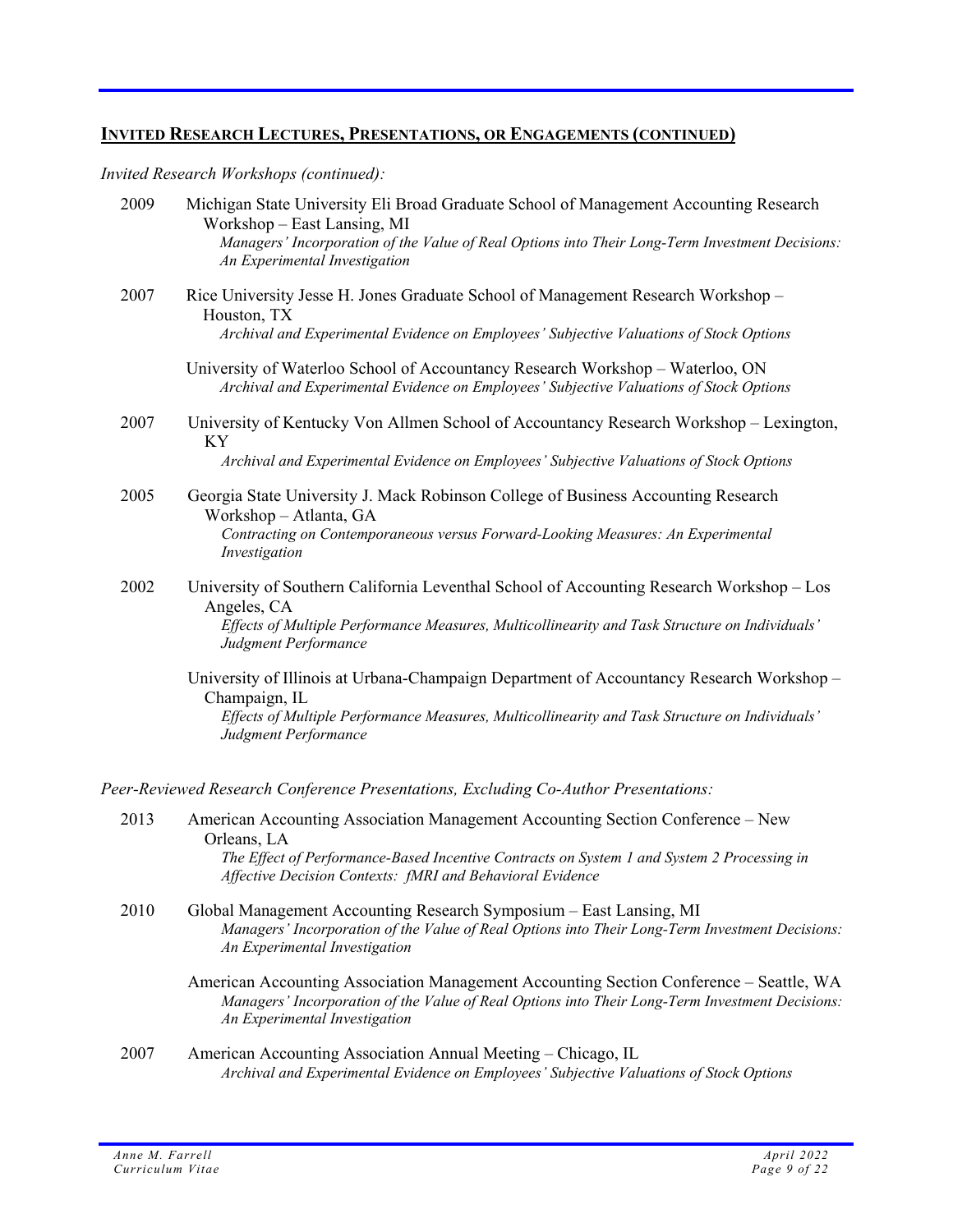## Invited Research Lectures, Presentations, or Engagements (continued)

*Invited Research Workshops (continued):*

2009 Michigan State University Eli Broad Graduate School of Management Accounting Research Workshop – East Lansing, MI
*Managers' Incorporation of the Value of Real Options into Their Long-Term Investment Decisions: An Experimental Investigation*

2007 Rice University Jesse H. Jones Graduate School of Management Research Workshop – Houston, TX
*Archival and Experimental Evidence on Employees' Subjective Valuations of Stock Options*

University of Waterloo School of Accountancy Research Workshop – Waterloo, ON
*Archival and Experimental Evidence on Employees' Subjective Valuations of Stock Options*

2007 University of Kentucky Von Allmen School of Accountancy Research Workshop – Lexington, KY
*Archival and Experimental Evidence on Employees' Subjective Valuations of Stock Options*

2005 Georgia State University J. Mack Robinson College of Business Accounting Research Workshop – Atlanta, GA
*Contracting on Contemporaneous versus Forward-Looking Measures: An Experimental Investigation*

2002 University of Southern California Leventhal School of Accounting Research Workshop – Los Angeles, CA
*Effects of Multiple Performance Measures, Multicollinearity and Task Structure on Individuals' Judgment Performance*

University of Illinois at Urbana-Champaign Department of Accountancy Research Workshop – Champaign, IL
*Effects of Multiple Performance Measures, Multicollinearity and Task Structure on Individuals' Judgment Performance*

*Peer-Reviewed Research Conference Presentations, Excluding Co-Author Presentations:*

2013 American Accounting Association Management Accounting Section Conference – New Orleans, LA
*The Effect of Performance-Based Incentive Contracts on System 1 and System 2 Processing in Affective Decision Contexts: fMRI and Behavioral Evidence*

2010 Global Management Accounting Research Symposium – East Lansing, MI
*Managers' Incorporation of the Value of Real Options into Their Long-Term Investment Decisions: An Experimental Investigation*

American Accounting Association Management Accounting Section Conference – Seattle, WA
*Managers' Incorporation of the Value of Real Options into Their Long-Term Investment Decisions: An Experimental Investigation*

2007 American Accounting Association Annual Meeting – Chicago, IL
*Archival and Experimental Evidence on Employees' Subjective Valuations of Stock Options*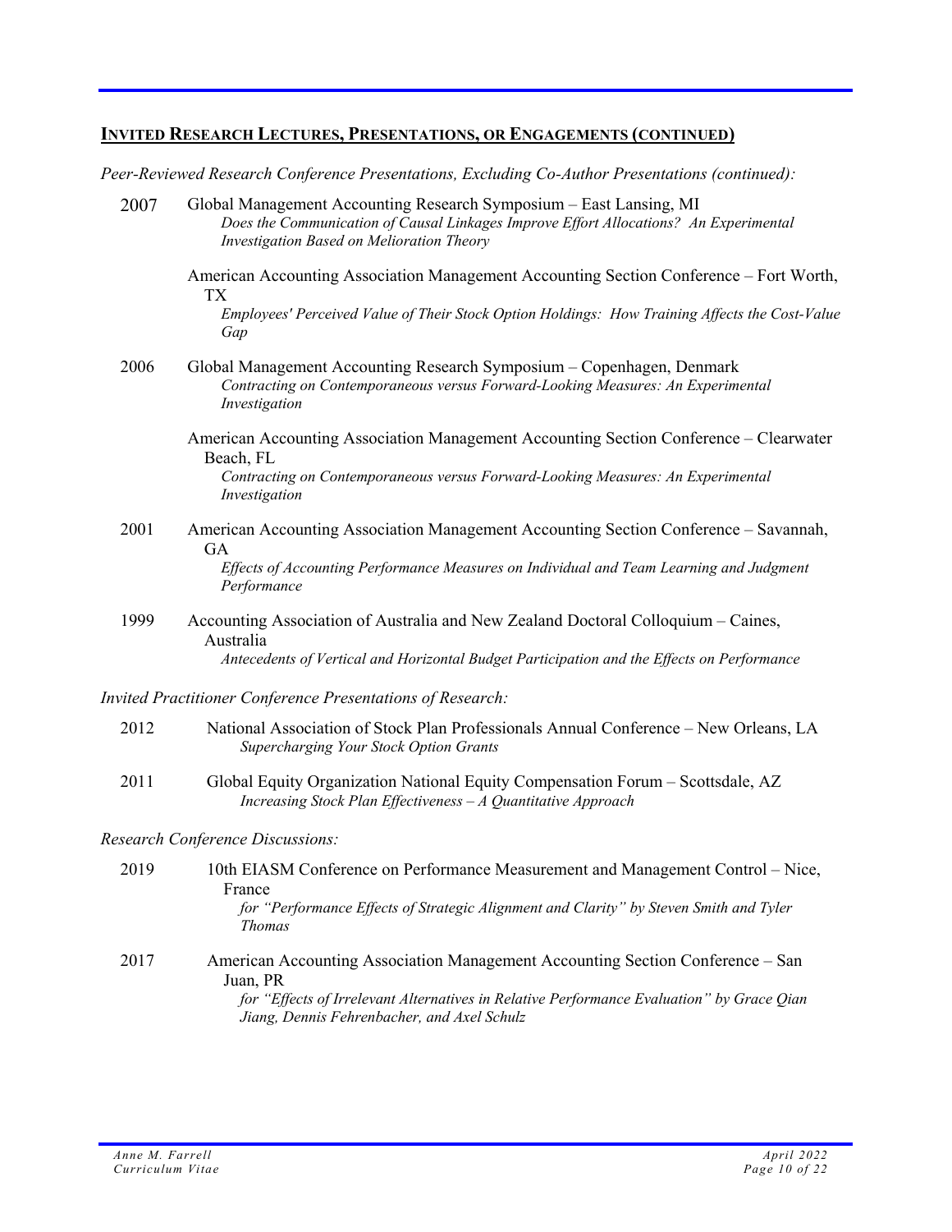## INVITED RESEARCH LECTURES, PRESENTATIONS, OR ENGAGEMENTS (CONTINUED)

*Peer-Reviewed Research Conference Presentations, Excluding Co-Author Presentations (continued):*

2007 Global Management Accounting Research Symposium – East Lansing, MI
*Does the Communication of Causal Linkages Improve Effort Allocations? An Experimental Investigation Based on Melioration Theory*

American Accounting Association Management Accounting Section Conference – Fort Worth, TX
*Employees' Perceived Value of Their Stock Option Holdings: How Training Affects the Cost-Value Gap*

2006 Global Management Accounting Research Symposium – Copenhagen, Denmark
*Contracting on Contemporaneous versus Forward-Looking Measures: An Experimental Investigation*

American Accounting Association Management Accounting Section Conference – Clearwater Beach, FL
*Contracting on Contemporaneous versus Forward-Looking Measures: An Experimental Investigation*

2001 American Accounting Association Management Accounting Section Conference – Savannah, GA
*Effects of Accounting Performance Measures on Individual and Team Learning and Judgment Performance*

1999 Accounting Association of Australia and New Zealand Doctoral Colloquium – Caines, Australia
*Antecedents of Vertical and Horizontal Budget Participation and the Effects on Performance*

*Invited Practitioner Conference Presentations of Research:*

2012 National Association of Stock Plan Professionals Annual Conference – New Orleans, LA
*Supercharging Your Stock Option Grants*

2011 Global Equity Organization National Equity Compensation Forum – Scottsdale, AZ
*Increasing Stock Plan Effectiveness – A Quantitative Approach*

*Research Conference Discussions:*

2019 10th EIASM Conference on Performance Measurement and Management Control – Nice, France
*for "Performance Effects of Strategic Alignment and Clarity" by Steven Smith and Tyler Thomas*

2017 American Accounting Association Management Accounting Section Conference – San Juan, PR
*for "Effects of Irrelevant Alternatives in Relative Performance Evaluation" by Grace Qian Jiang, Dennis Fehrenbacher, and Axel Schulz*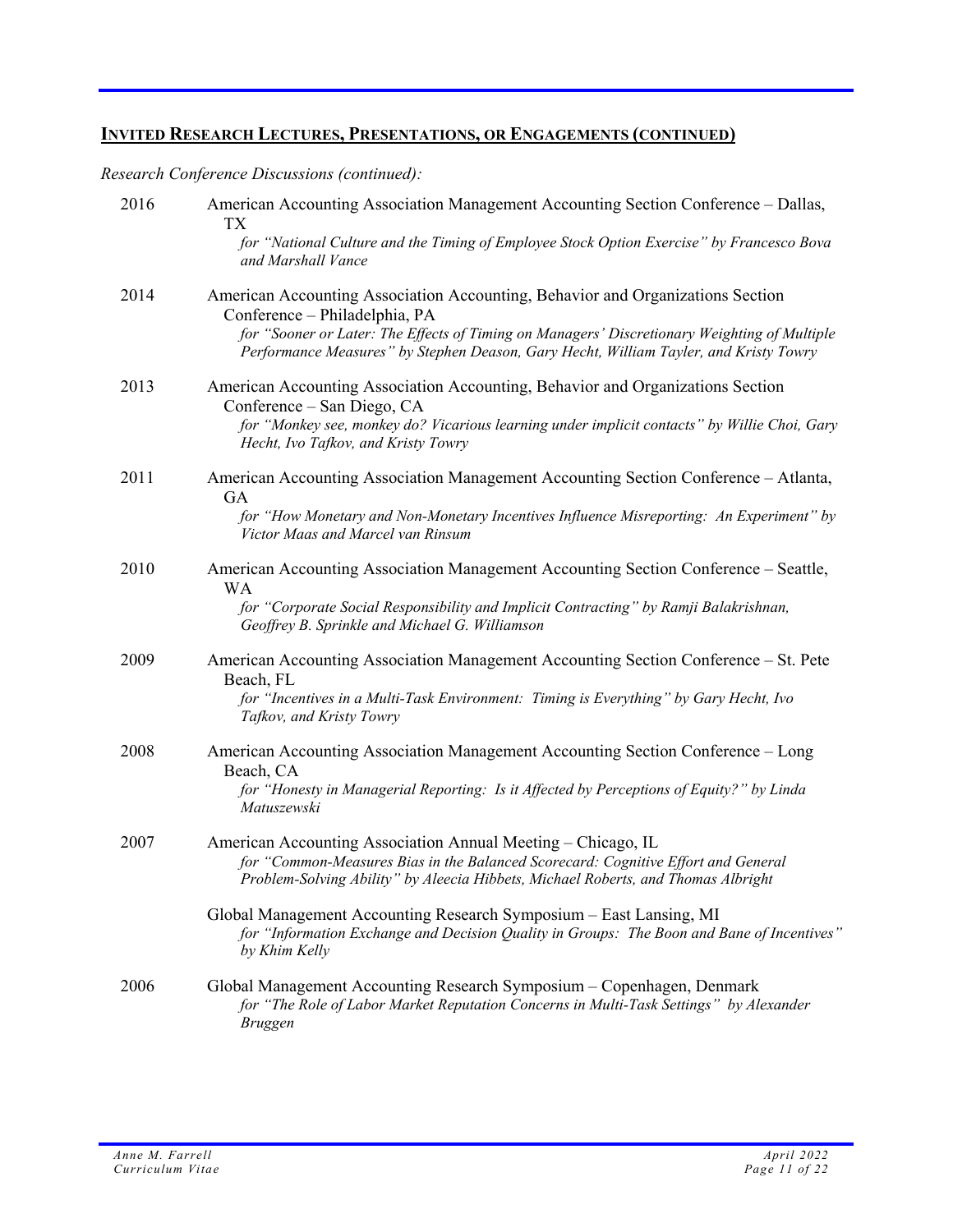## INVITED RESEARCH LECTURES, PRESENTATIONS, OR ENGAGEMENTS (CONTINUED)

*Research Conference Discussions (continued):*

2016 American Accounting Association Management Accounting Section Conference – Dallas, TX
*for "National Culture and the Timing of Employee Stock Option Exercise" by Francesco Bova and Marshall Vance*

2014 American Accounting Association Accounting, Behavior and Organizations Section Conference – Philadelphia, PA
*for "Sooner or Later: The Effects of Timing on Managers' Discretionary Weighting of Multiple Performance Measures" by Stephen Deason, Gary Hecht, William Tayler, and Kristy Towry*

2013 American Accounting Association Accounting, Behavior and Organizations Section Conference – San Diego, CA
*for "Monkey see, monkey do? Vicarious learning under implicit contacts" by Willie Choi, Gary Hecht, Ivo Tafkov, and Kristy Towry*

2011 American Accounting Association Management Accounting Section Conference – Atlanta, GA
*for "How Monetary and Non-Monetary Incentives Influence Misreporting: An Experiment" by Victor Maas and Marcel van Rinsum*

2010 American Accounting Association Management Accounting Section Conference – Seattle, WA
*for "Corporate Social Responsibility and Implicit Contracting" by Ramji Balakrishnan, Geoffrey B. Sprinkle and Michael G. Williamson*

2009 American Accounting Association Management Accounting Section Conference – St. Pete Beach, FL
*for "Incentives in a Multi-Task Environment: Timing is Everything" by Gary Hecht, Ivo Tafkov, and Kristy Towry*

2008 American Accounting Association Management Accounting Section Conference – Long Beach, CA
*for "Honesty in Managerial Reporting: Is it Affected by Perceptions of Equity?" by Linda Matuszewski*

2007 American Accounting Association Annual Meeting – Chicago, IL
*for "Common-Measures Bias in the Balanced Scorecard: Cognitive Effort and General Problem-Solving Ability" by Aleecia Hibbets, Michael Roberts, and Thomas Albright*

Global Management Accounting Research Symposium – East Lansing, MI
*for "Information Exchange and Decision Quality in Groups: The Boon and Bane of Incentives" by Khim Kelly*

2006 Global Management Accounting Research Symposium – Copenhagen, Denmark
*for "The Role of Labor Market Reputation Concerns in Multi-Task Settings" by Alexander Bruggen*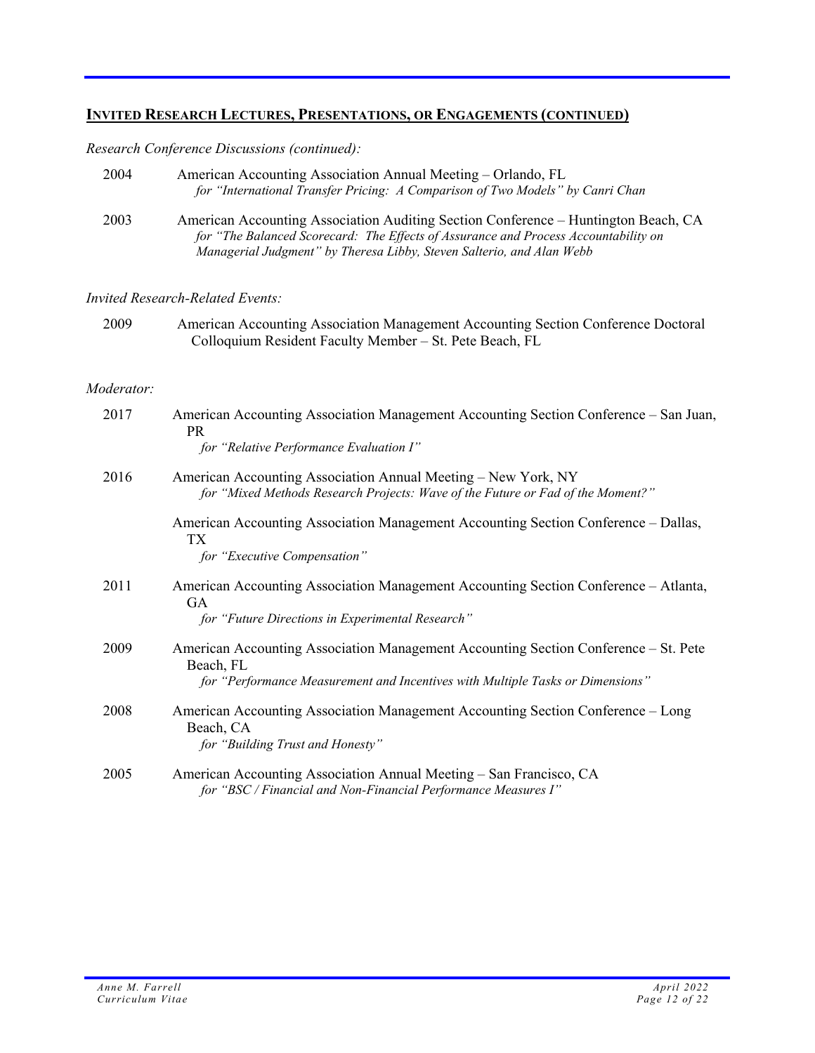## INVITED RESEARCH LECTURES, PRESENTATIONS, OR ENGAGEMENTS (CONTINUED)

*Research Conference Discussions (continued):*

2004 American Accounting Association Annual Meeting – Orlando, FL
*for "International Transfer Pricing: A Comparison of Two Models" by Canri Chan*

2003 American Accounting Association Auditing Section Conference – Huntington Beach, CA
*for "The Balanced Scorecard: The Effects of Assurance and Process Accountability on Managerial Judgment" by Theresa Libby, Steven Salterio, and Alan Webb*

*Invited Research-Related Events:*

2009 American Accounting Association Management Accounting Section Conference Doctoral Colloquium Resident Faculty Member – St. Pete Beach, FL

*Moderator:*

2017 American Accounting Association Management Accounting Section Conference – San Juan, PR
*for "Relative Performance Evaluation I"*

2016 American Accounting Association Annual Meeting – New York, NY
*for "Mixed Methods Research Projects: Wave of the Future or Fad of the Moment?"*

American Accounting Association Management Accounting Section Conference – Dallas, TX
*for "Executive Compensation"*

2011 American Accounting Association Management Accounting Section Conference – Atlanta, GA
*for "Future Directions in Experimental Research"*

2009 American Accounting Association Management Accounting Section Conference – St. Pete Beach, FL
*for "Performance Measurement and Incentives with Multiple Tasks or Dimensions"*

2008 American Accounting Association Management Accounting Section Conference – Long Beach, CA
*for "Building Trust and Honesty"*

2005 American Accounting Association Annual Meeting – San Francisco, CA
*for "BSC / Financial and Non-Financial Performance Measures I"*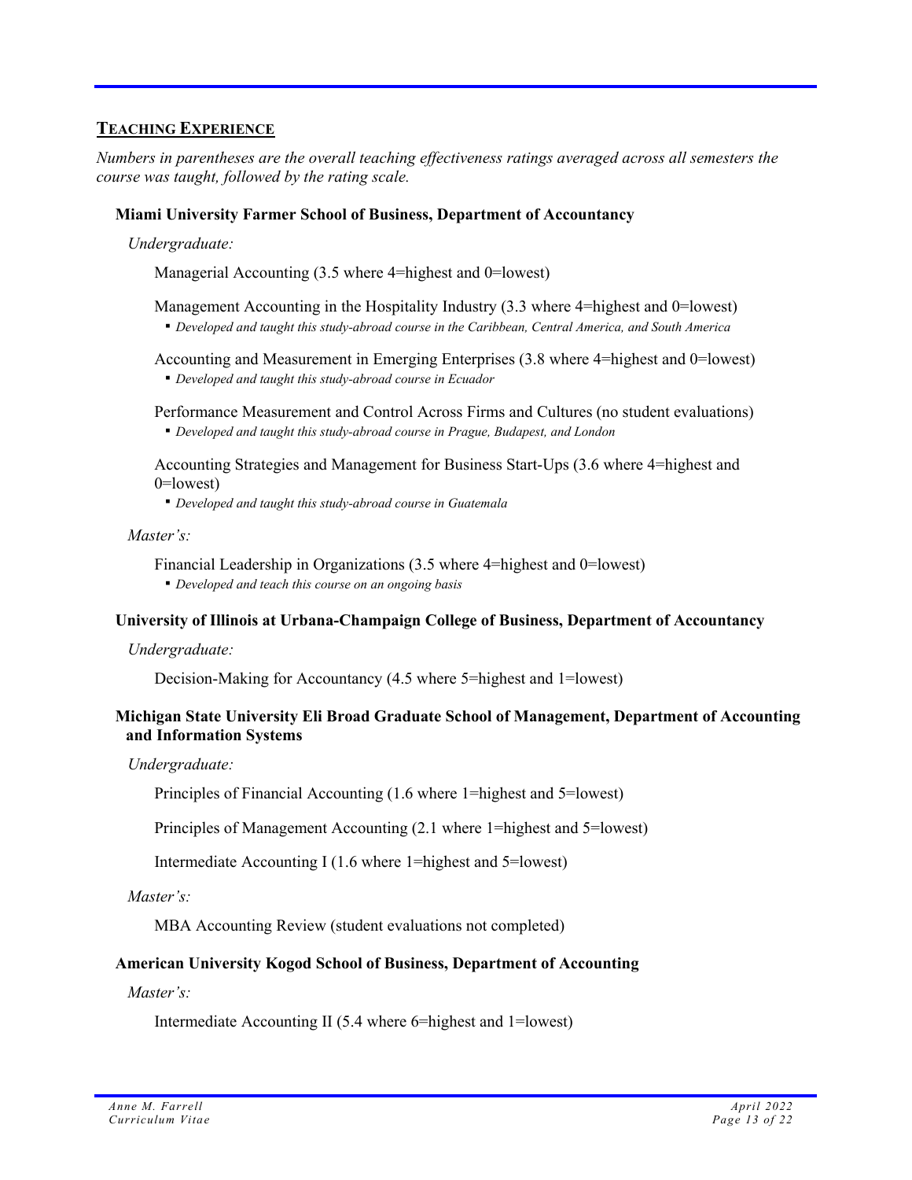## TEACHING EXPERIENCE

*Numbers in parentheses are the overall teaching effectiveness ratings averaged across all semesters the course was taught, followed by the rating scale.*

### Miami University Farmer School of Business, Department of Accountancy

*Undergraduate:*

Managerial Accounting (3.5 where 4=highest and 0=lowest)

Management Accounting in the Hospitality Industry (3.3 where 4=highest and 0=lowest)
- *Developed and taught this study-abroad course in the Caribbean, Central America, and South America*

Accounting and Measurement in Emerging Enterprises (3.8 where 4=highest and 0=lowest)
- *Developed and taught this study-abroad course in Ecuador*

Performance Measurement and Control Across Firms and Cultures (no student evaluations)
- *Developed and taught this study-abroad course in Prague, Budapest, and London*

Accounting Strategies and Management for Business Start-Ups (3.6 where 4=highest and 0=lowest)
- *Developed and taught this study-abroad course in Guatemala*

*Master's:*

Financial Leadership in Organizations (3.5 where 4=highest and 0=lowest)
- *Developed and teach this course on an ongoing basis*

### University of Illinois at Urbana-Champaign College of Business, Department of Accountancy

*Undergraduate:*

Decision-Making for Accountancy (4.5 where 5=highest and 1=lowest)

### Michigan State University Eli Broad Graduate School of Management, Department of Accounting and Information Systems

*Undergraduate:*

Principles of Financial Accounting (1.6 where 1=highest and 5=lowest)

Principles of Management Accounting (2.1 where 1=highest and 5=lowest)

Intermediate Accounting I (1.6 where 1=highest and 5=lowest)

*Master's:*

MBA Accounting Review (student evaluations not completed)

### American University Kogod School of Business, Department of Accounting

*Master's:*

Intermediate Accounting II (5.4 where 6=highest and 1=lowest)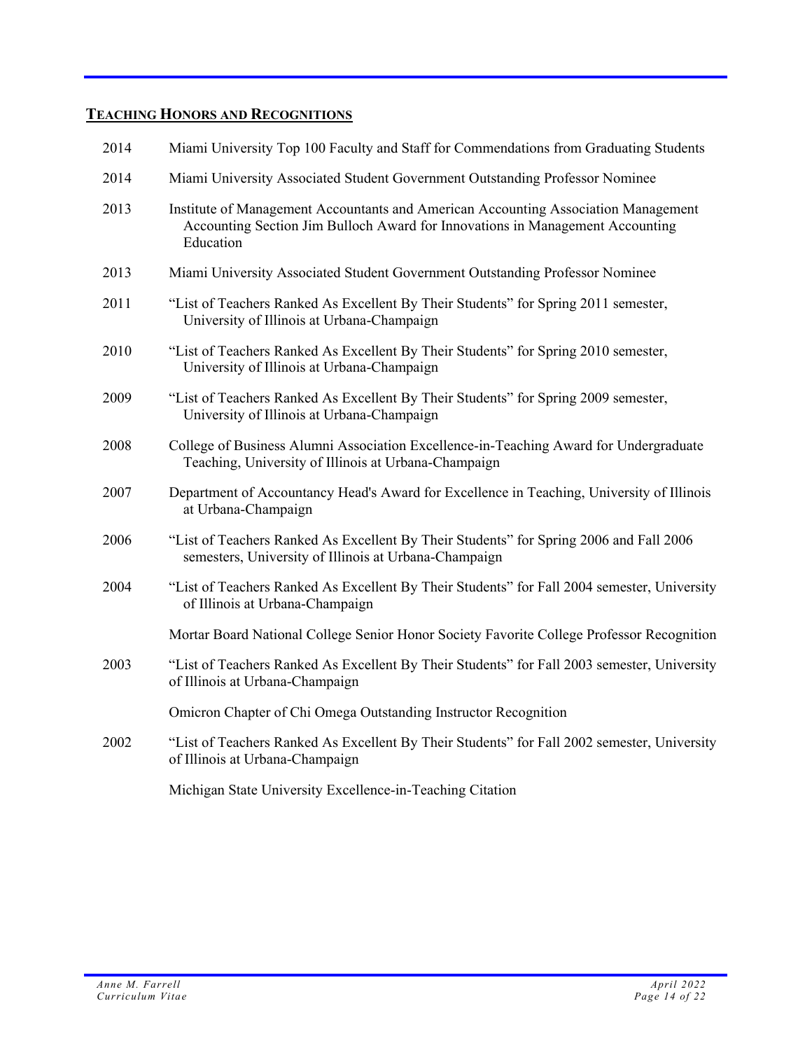## TEACHING HONORS AND RECOGNITIONS

| | |
|---|---|
| 2014 | Miami University Top 100 Faculty and Staff for Commendations from Graduating Students |
| 2014 | Miami University Associated Student Government Outstanding Professor Nominee |
| 2013 | Institute of Management Accountants and American Accounting Association Management Accounting Section Jim Bulloch Award for Innovations in Management Accounting Education |
| 2013 | Miami University Associated Student Government Outstanding Professor Nominee |
| 2011 | "List of Teachers Ranked As Excellent By Their Students" for Spring 2011 semester, University of Illinois at Urbana-Champaign |
| 2010 | "List of Teachers Ranked As Excellent By Their Students" for Spring 2010 semester, University of Illinois at Urbana-Champaign |
| 2009 | "List of Teachers Ranked As Excellent By Their Students" for Spring 2009 semester, University of Illinois at Urbana-Champaign |
| 2008 | College of Business Alumni Association Excellence-in-Teaching Award for Undergraduate Teaching, University of Illinois at Urbana-Champaign |
| 2007 | Department of Accountancy Head's Award for Excellence in Teaching, University of Illinois at Urbana-Champaign |
| 2006 | "List of Teachers Ranked As Excellent By Their Students" for Spring 2006 and Fall 2006 semesters, University of Illinois at Urbana-Champaign |
| 2004 | "List of Teachers Ranked As Excellent By Their Students" for Fall 2004 semester, University of Illinois at Urbana-Champaign |
| | Mortar Board National College Senior Honor Society Favorite College Professor Recognition |
| 2003 | "List of Teachers Ranked As Excellent By Their Students" for Fall 2003 semester, University of Illinois at Urbana-Champaign |
| | Omicron Chapter of Chi Omega Outstanding Instructor Recognition |
| 2002 | "List of Teachers Ranked As Excellent By Their Students" for Fall 2002 semester, University of Illinois at Urbana-Champaign |
| | Michigan State University Excellence-in-Teaching Citation |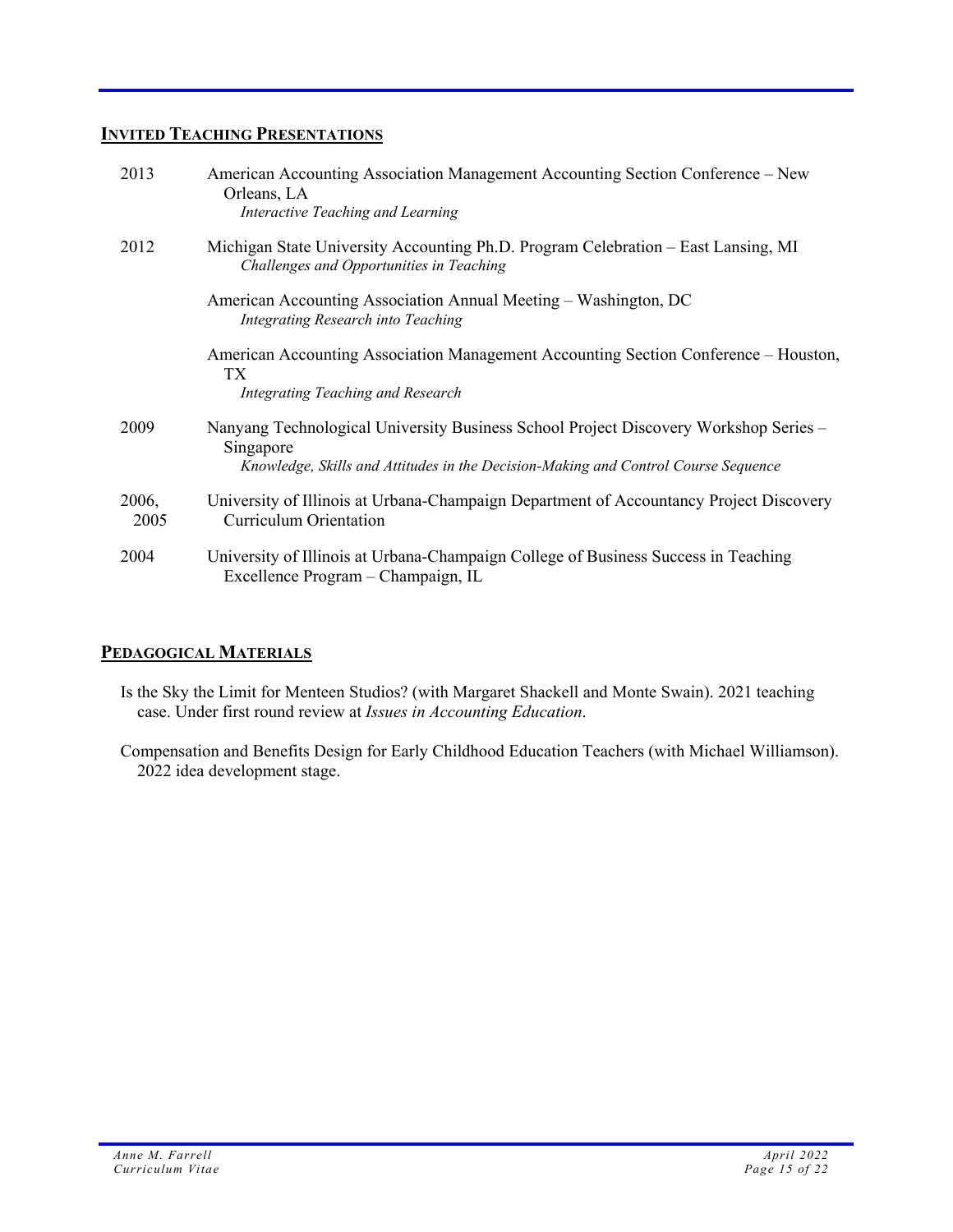## INVITED TEACHING PRESENTATIONS

2013 — American Accounting Association Management Accounting Section Conference – New Orleans, LA
*Interactive Teaching and Learning*

2012 — Michigan State University Accounting Ph.D. Program Celebration – East Lansing, MI
*Challenges and Opportunities in Teaching*

American Accounting Association Annual Meeting – Washington, DC
*Integrating Research into Teaching*

American Accounting Association Management Accounting Section Conference – Houston, TX
*Integrating Teaching and Research*

2009 — Nanyang Technological University Business School Project Discovery Workshop Series – Singapore
*Knowledge, Skills and Attitudes in the Decision-Making and Control Course Sequence*

2006, 2005 — University of Illinois at Urbana-Champaign Department of Accountancy Project Discovery Curriculum Orientation

2004 — University of Illinois at Urbana-Champaign College of Business Success in Teaching Excellence Program – Champaign, IL

## PEDAGOGICAL MATERIALS

Is the Sky the Limit for Menteen Studios? (with Margaret Shackell and Monte Swain). 2021 teaching case. Under first round review at *Issues in Accounting Education*.

Compensation and Benefits Design for Early Childhood Education Teachers (with Michael Williamson). 2022 idea development stage.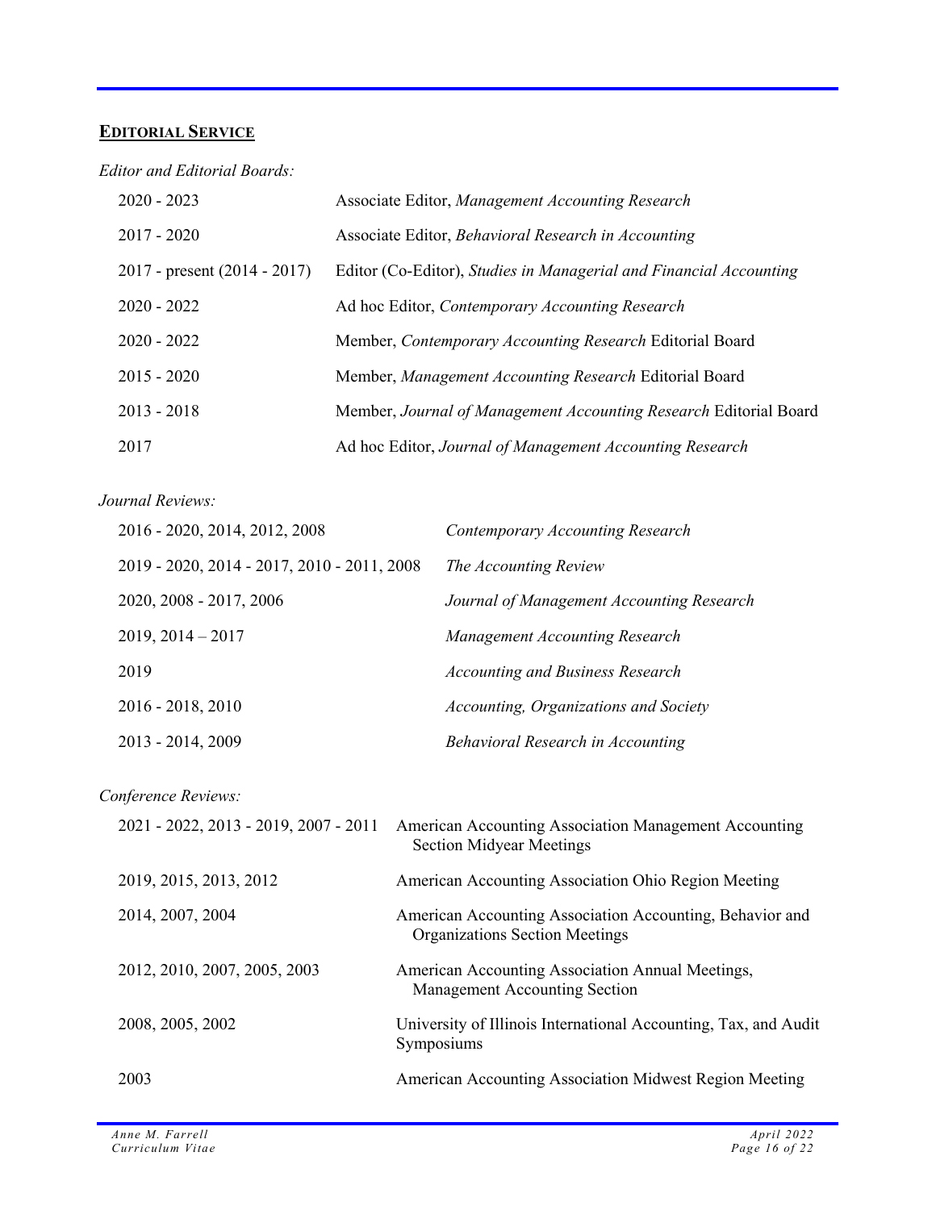## EDITORIAL SERVICE

*Editor and Editorial Boards:*

| | |
|---|---|
| 2020 - 2023 | Associate Editor, *Management Accounting Research* |
| 2017 - 2020 | Associate Editor, *Behavioral Research in Accounting* |
| 2017 - present (2014 - 2017) | Editor (Co-Editor), *Studies in Managerial and Financial Accounting* |
| 2020 - 2022 | Ad hoc Editor, *Contemporary Accounting Research* |
| 2020 - 2022 | Member, *Contemporary Accounting Research* Editorial Board |
| 2015 - 2020 | Member, *Management Accounting Research* Editorial Board |
| 2013 - 2018 | Member, *Journal of Management Accounting Research* Editorial Board |
| 2017 | Ad hoc Editor, *Journal of Management Accounting Research* |

*Journal Reviews:*

| | |
|---|---|
| 2016 - 2020, 2014, 2012, 2008 | *Contemporary Accounting Research* |
| 2019 - 2020, 2014 - 2017, 2010 - 2011, 2008 | *The Accounting Review* |
| 2020, 2008 - 2017, 2006 | *Journal of Management Accounting Research* |
| 2019, 2014 – 2017 | *Management Accounting Research* |
| 2019 | *Accounting and Business Research* |
| 2016 - 2018, 2010 | *Accounting, Organizations and Society* |
| 2013 - 2014, 2009 | *Behavioral Research in Accounting* |

*Conference Reviews:*

| | |
|---|---|
| 2021 - 2022, 2013 - 2019, 2007 - 2011 | American Accounting Association Management Accounting Section Midyear Meetings |
| 2019, 2015, 2013, 2012 | American Accounting Association Ohio Region Meeting |
| 2014, 2007, 2004 | American Accounting Association Accounting, Behavior and Organizations Section Meetings |
| 2012, 2010, 2007, 2005, 2003 | American Accounting Association Annual Meetings, Management Accounting Section |
| 2008, 2005, 2002 | University of Illinois International Accounting, Tax, and Audit Symposiums |
| 2003 | American Accounting Association Midwest Region Meeting |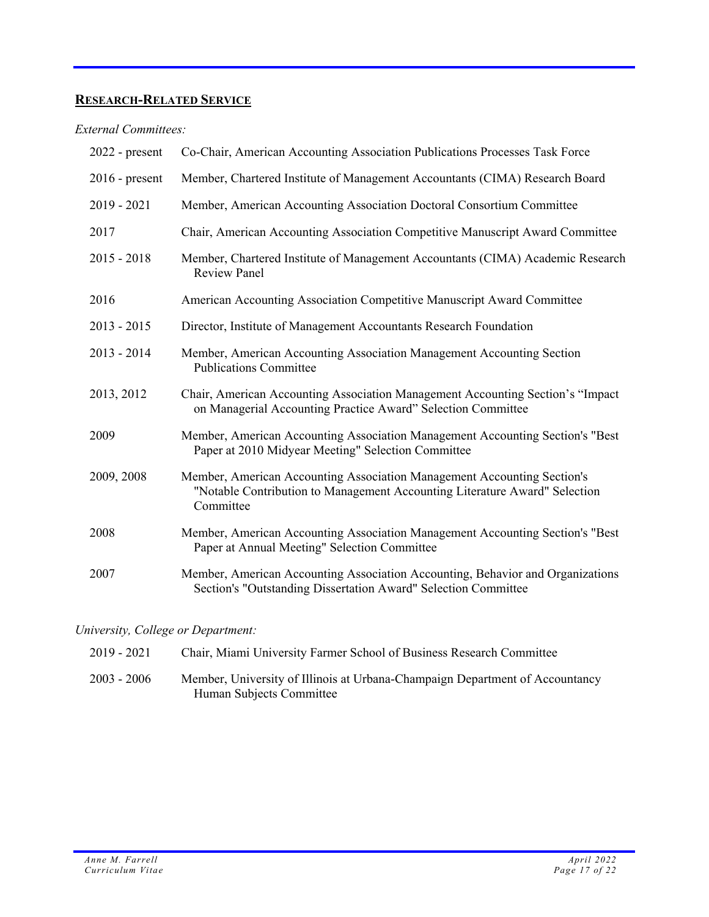## RESEARCH-RELATED SERVICE

*External Committees:*

| | |
|---|---|
| 2022 - present | Co-Chair, American Accounting Association Publications Processes Task Force |
| 2016 - present | Member, Chartered Institute of Management Accountants (CIMA) Research Board |
| 2019 - 2021 | Member, American Accounting Association Doctoral Consortium Committee |
| 2017 | Chair, American Accounting Association Competitive Manuscript Award Committee |
| 2015 - 2018 | Member, Chartered Institute of Management Accountants (CIMA) Academic Research Review Panel |
| 2016 | American Accounting Association Competitive Manuscript Award Committee |
| 2013 - 2015 | Director, Institute of Management Accountants Research Foundation |
| 2013 - 2014 | Member, American Accounting Association Management Accounting Section Publications Committee |
| 2013, 2012 | Chair, American Accounting Association Management Accounting Section's "Impact on Managerial Accounting Practice Award" Selection Committee |
| 2009 | Member, American Accounting Association Management Accounting Section's "Best Paper at 2010 Midyear Meeting" Selection Committee |
| 2009, 2008 | Member, American Accounting Association Management Accounting Section's "Notable Contribution to Management Accounting Literature Award" Selection Committee |
| 2008 | Member, American Accounting Association Management Accounting Section's "Best Paper at Annual Meeting" Selection Committee |
| 2007 | Member, American Accounting Association Accounting, Behavior and Organizations Section's "Outstanding Dissertation Award" Selection Committee |

*University, College or Department:*

| | |
|---|---|
| 2019 - 2021 | Chair, Miami University Farmer School of Business Research Committee |
| 2003 - 2006 | Member, University of Illinois at Urbana-Champaign Department of Accountancy Human Subjects Committee |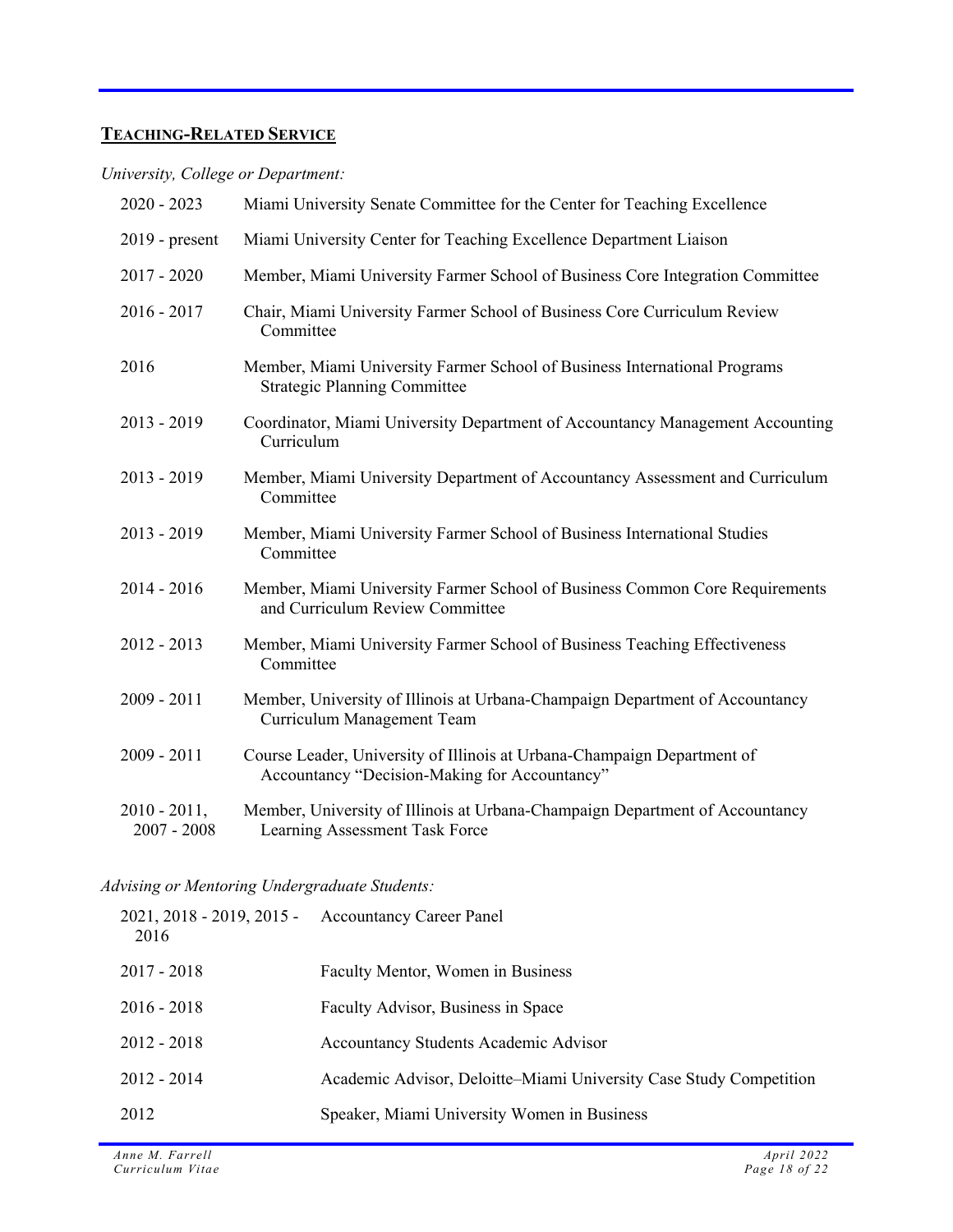## TEACHING-RELATED SERVICE

*University, College or Department:*

| | |
|---|---|
| 2020 - 2023 | Miami University Senate Committee for the Center for Teaching Excellence |
| 2019 - present | Miami University Center for Teaching Excellence Department Liaison |
| 2017 - 2020 | Member, Miami University Farmer School of Business Core Integration Committee |
| 2016 - 2017 | Chair, Miami University Farmer School of Business Core Curriculum Review Committee |
| 2016 | Member, Miami University Farmer School of Business International Programs Strategic Planning Committee |
| 2013 - 2019 | Coordinator, Miami University Department of Accountancy Management Accounting Curriculum |
| 2013 - 2019 | Member, Miami University Department of Accountancy Assessment and Curriculum Committee |
| 2013 - 2019 | Member, Miami University Farmer School of Business International Studies Committee |
| 2014 - 2016 | Member, Miami University Farmer School of Business Common Core Requirements and Curriculum Review Committee |
| 2012 - 2013 | Member, Miami University Farmer School of Business Teaching Effectiveness Committee |
| 2009 - 2011 | Member, University of Illinois at Urbana-Champaign Department of Accountancy Curriculum Management Team |
| 2009 - 2011 | Course Leader, University of Illinois at Urbana-Champaign Department of Accountancy "Decision-Making for Accountancy" |
| 2010 - 2011, 2007 - 2008 | Member, University of Illinois at Urbana-Champaign Department of Accountancy Learning Assessment Task Force |

*Advising or Mentoring Undergraduate Students:*

| | |
|---|---|
| 2021, 2018 - 2019, 2015 - 2016 | Accountancy Career Panel |
| 2017 - 2018 | Faculty Mentor, Women in Business |
| 2016 - 2018 | Faculty Advisor, Business in Space |
| 2012 - 2018 | Accountancy Students Academic Advisor |
| 2012 - 2014 | Academic Advisor, Deloitte–Miami University Case Study Competition |
| 2012 | Speaker, Miami University Women in Business |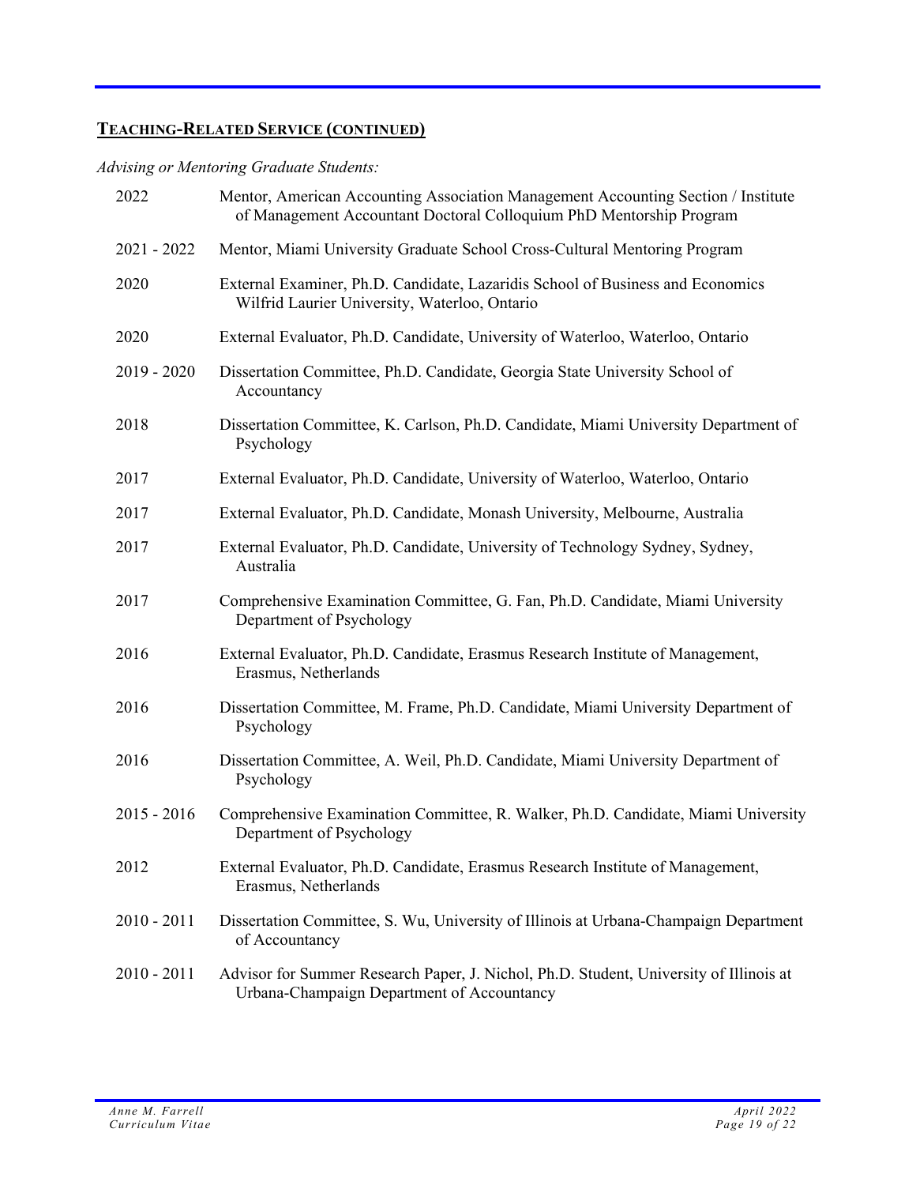## TEACHING-RELATED SERVICE (CONTINUED)

*Advising or Mentoring Graduate Students:*

| | |
|---|---|
| 2022 | Mentor, American Accounting Association Management Accounting Section / Institute of Management Accountant Doctoral Colloquium PhD Mentorship Program |
| 2021 - 2022 | Mentor, Miami University Graduate School Cross-Cultural Mentoring Program |
| 2020 | External Examiner, Ph.D. Candidate, Lazaridis School of Business and Economics Wilfrid Laurier University, Waterloo, Ontario |
| 2020 | External Evaluator, Ph.D. Candidate, University of Waterloo, Waterloo, Ontario |
| 2019 - 2020 | Dissertation Committee, Ph.D. Candidate, Georgia State University School of Accountancy |
| 2018 | Dissertation Committee, K. Carlson, Ph.D. Candidate, Miami University Department of Psychology |
| 2017 | External Evaluator, Ph.D. Candidate, University of Waterloo, Waterloo, Ontario |
| 2017 | External Evaluator, Ph.D. Candidate, Monash University, Melbourne, Australia |
| 2017 | External Evaluator, Ph.D. Candidate, University of Technology Sydney, Sydney, Australia |
| 2017 | Comprehensive Examination Committee, G. Fan, Ph.D. Candidate, Miami University Department of Psychology |
| 2016 | External Evaluator, Ph.D. Candidate, Erasmus Research Institute of Management, Erasmus, Netherlands |
| 2016 | Dissertation Committee, M. Frame, Ph.D. Candidate, Miami University Department of Psychology |
| 2016 | Dissertation Committee, A. Weil, Ph.D. Candidate, Miami University Department of Psychology |
| 2015 - 2016 | Comprehensive Examination Committee, R. Walker, Ph.D. Candidate, Miami University Department of Psychology |
| 2012 | External Evaluator, Ph.D. Candidate, Erasmus Research Institute of Management, Erasmus, Netherlands |
| 2010 - 2011 | Dissertation Committee, S. Wu, University of Illinois at Urbana-Champaign Department of Accountancy |
| 2010 - 2011 | Advisor for Summer Research Paper, J. Nichol, Ph.D. Student, University of Illinois at Urbana-Champaign Department of Accountancy |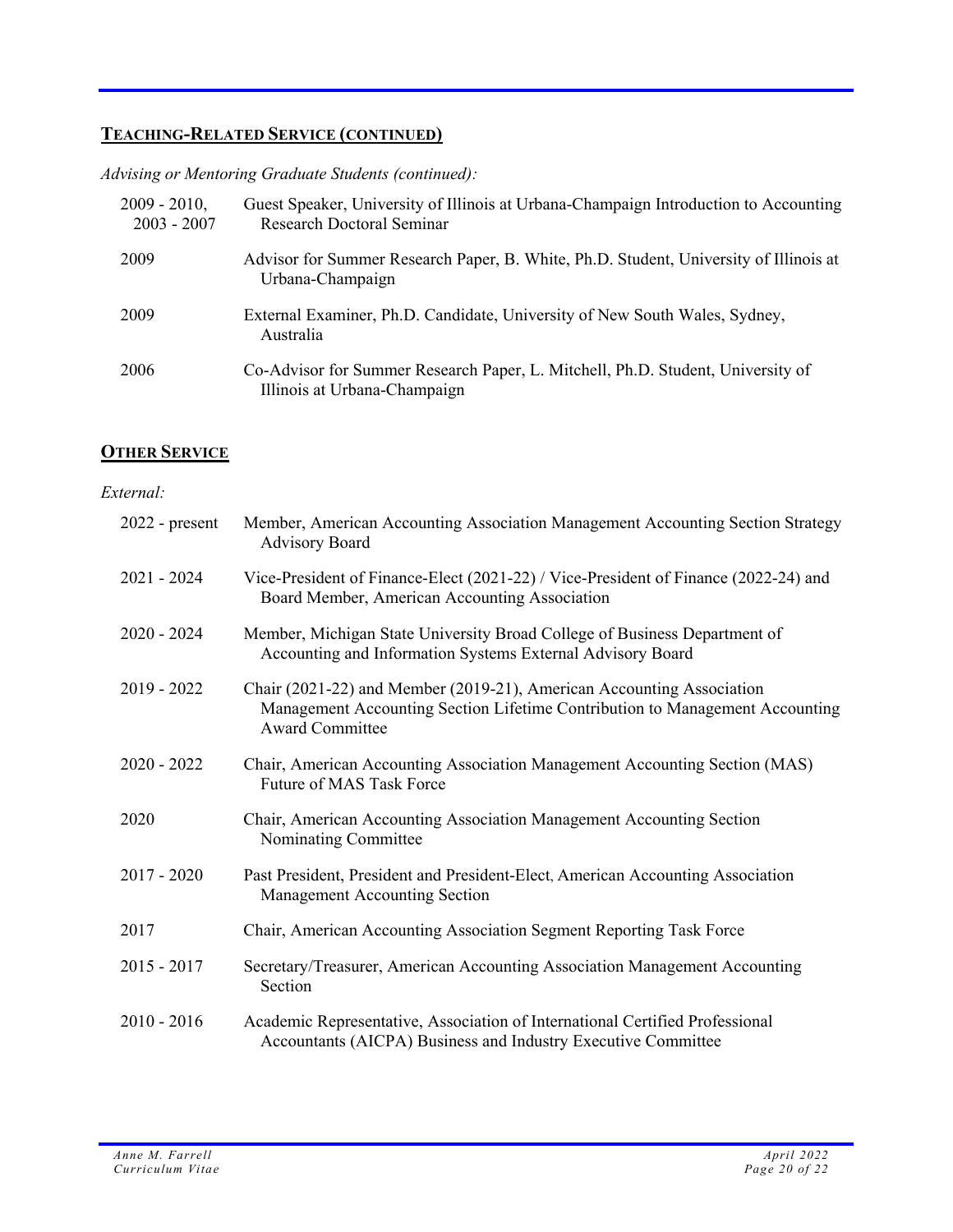## TEACHING-RELATED SERVICE (CONTINUED)

*Advising or Mentoring Graduate Students (continued):*

| | |
|---|---|
| 2009 - 2010, 2003 - 2007 | Guest Speaker, University of Illinois at Urbana-Champaign Introduction to Accounting Research Doctoral Seminar |
| 2009 | Advisor for Summer Research Paper, B. White, Ph.D. Student, University of Illinois at Urbana-Champaign |
| 2009 | External Examiner, Ph.D. Candidate, University of New South Wales, Sydney, Australia |
| 2006 | Co-Advisor for Summer Research Paper, L. Mitchell, Ph.D. Student, University of Illinois at Urbana-Champaign |

## OTHER SERVICE

*External:*

| | |
|---|---|
| 2022 - present | Member, American Accounting Association Management Accounting Section Strategy Advisory Board |
| 2021 - 2024 | Vice-President of Finance-Elect (2021-22) / Vice-President of Finance (2022-24) and Board Member, American Accounting Association |
| 2020 - 2024 | Member, Michigan State University Broad College of Business Department of Accounting and Information Systems External Advisory Board |
| 2019 - 2022 | Chair (2021-22) and Member (2019-21), American Accounting Association Management Accounting Section Lifetime Contribution to Management Accounting Award Committee |
| 2020 - 2022 | Chair, American Accounting Association Management Accounting Section (MAS) Future of MAS Task Force |
| 2020 | Chair, American Accounting Association Management Accounting Section Nominating Committee |
| 2017 - 2020 | Past President, President and President-Elect, American Accounting Association Management Accounting Section |
| 2017 | Chair, American Accounting Association Segment Reporting Task Force |
| 2015 - 2017 | Secretary/Treasurer, American Accounting Association Management Accounting Section |
| 2010 - 2016 | Academic Representative, Association of International Certified Professional Accountants (AICPA) Business and Industry Executive Committee |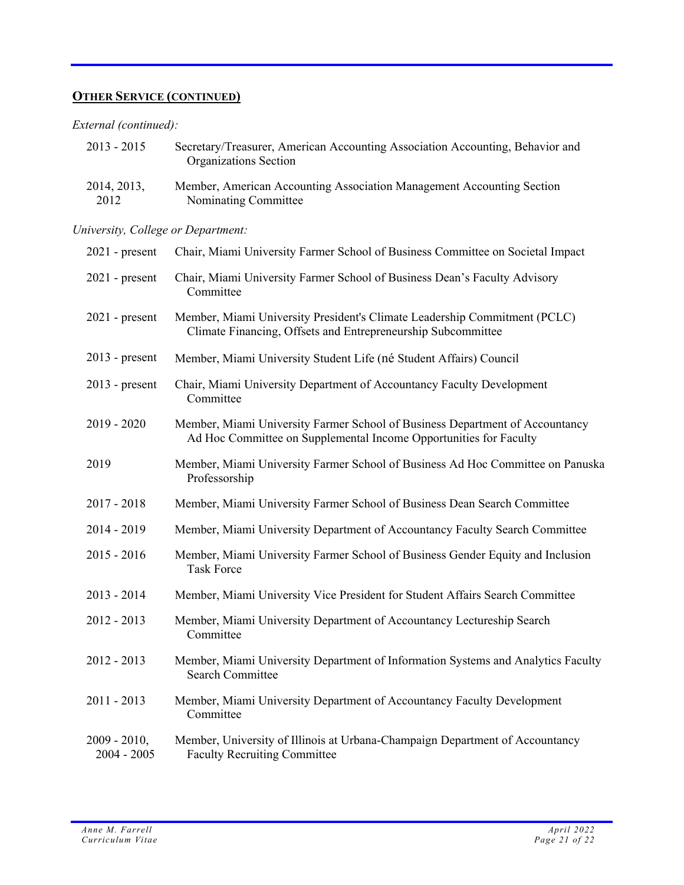## **OTHER SERVICE (CONTINUED)**

*External (continued):*

| | |
|---|---|
| 2013 - 2015 | Secretary/Treasurer, American Accounting Association Accounting, Behavior and Organizations Section |
| 2014, 2013, 2012 | Member, American Accounting Association Management Accounting Section Nominating Committee |

*University, College or Department:*

| | |
|---|---|
| 2021 - present | Chair, Miami University Farmer School of Business Committee on Societal Impact |
| 2021 - present | Chair, Miami University Farmer School of Business Dean's Faculty Advisory Committee |
| 2021 - present | Member, Miami University President's Climate Leadership Commitment (PCLC) Climate Financing, Offsets and Entrepreneurship Subcommittee |
| 2013 - present | Member, Miami University Student Life (né Student Affairs) Council |
| 2013 - present | Chair, Miami University Department of Accountancy Faculty Development Committee |
| 2019 - 2020 | Member, Miami University Farmer School of Business Department of Accountancy Ad Hoc Committee on Supplemental Income Opportunities for Faculty |
| 2019 | Member, Miami University Farmer School of Business Ad Hoc Committee on Panuska Professorship |
| 2017 - 2018 | Member, Miami University Farmer School of Business Dean Search Committee |
| 2014 - 2019 | Member, Miami University Department of Accountancy Faculty Search Committee |
| 2015 - 2016 | Member, Miami University Farmer School of Business Gender Equity and Inclusion Task Force |
| 2013 - 2014 | Member, Miami University Vice President for Student Affairs Search Committee |
| 2012 - 2013 | Member, Miami University Department of Accountancy Lectureship Search Committee |
| 2012 - 2013 | Member, Miami University Department of Information Systems and Analytics Faculty Search Committee |
| 2011 - 2013 | Member, Miami University Department of Accountancy Faculty Development Committee |
| 2009 - 2010, 2004 - 2005 | Member, University of Illinois at Urbana-Champaign Department of Accountancy Faculty Recruiting Committee |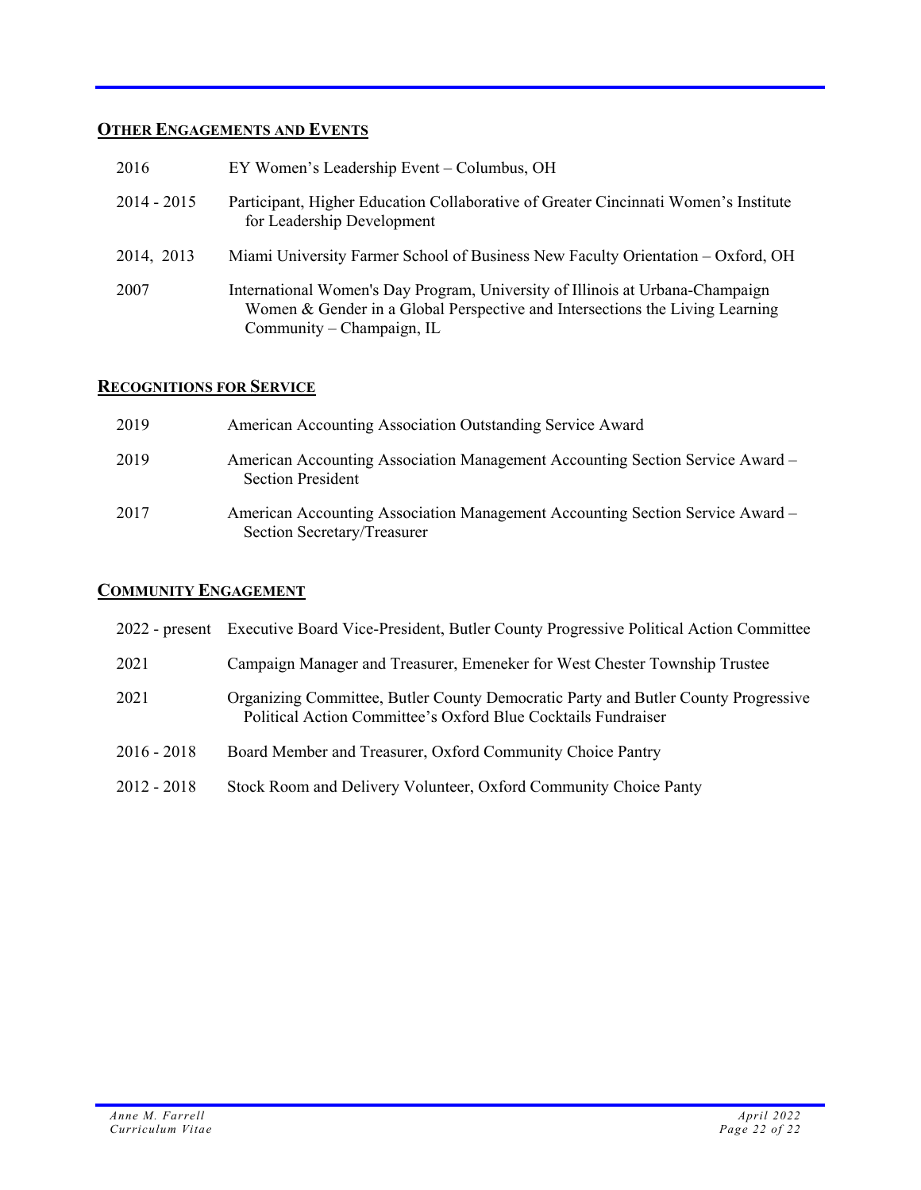## Other Engagements and Events

| | |
|---|---|
| 2016 | EY Women's Leadership Event – Columbus, OH |
| 2014 - 2015 | Participant, Higher Education Collaborative of Greater Cincinnati Women's Institute for Leadership Development |
| 2014, 2013 | Miami University Farmer School of Business New Faculty Orientation – Oxford, OH |
| 2007 | International Women's Day Program, University of Illinois at Urbana-Champaign Women & Gender in a Global Perspective and Intersections the Living Learning Community – Champaign, IL |

## Recognitions for Service

| | |
|---|---|
| 2019 | American Accounting Association Outstanding Service Award |
| 2019 | American Accounting Association Management Accounting Section Service Award – Section President |
| 2017 | American Accounting Association Management Accounting Section Service Award – Section Secretary/Treasurer |

## Community Engagement

| | |
|---|---|
| 2022 - present | Executive Board Vice-President, Butler County Progressive Political Action Committee |
| 2021 | Campaign Manager and Treasurer, Emeneker for West Chester Township Trustee |
| 2021 | Organizing Committee, Butler County Democratic Party and Butler County Progressive Political Action Committee's Oxford Blue Cocktails Fundraiser |
| 2016 - 2018 | Board Member and Treasurer, Oxford Community Choice Pantry |
| 2012 - 2018 | Stock Room and Delivery Volunteer, Oxford Community Choice Panty |